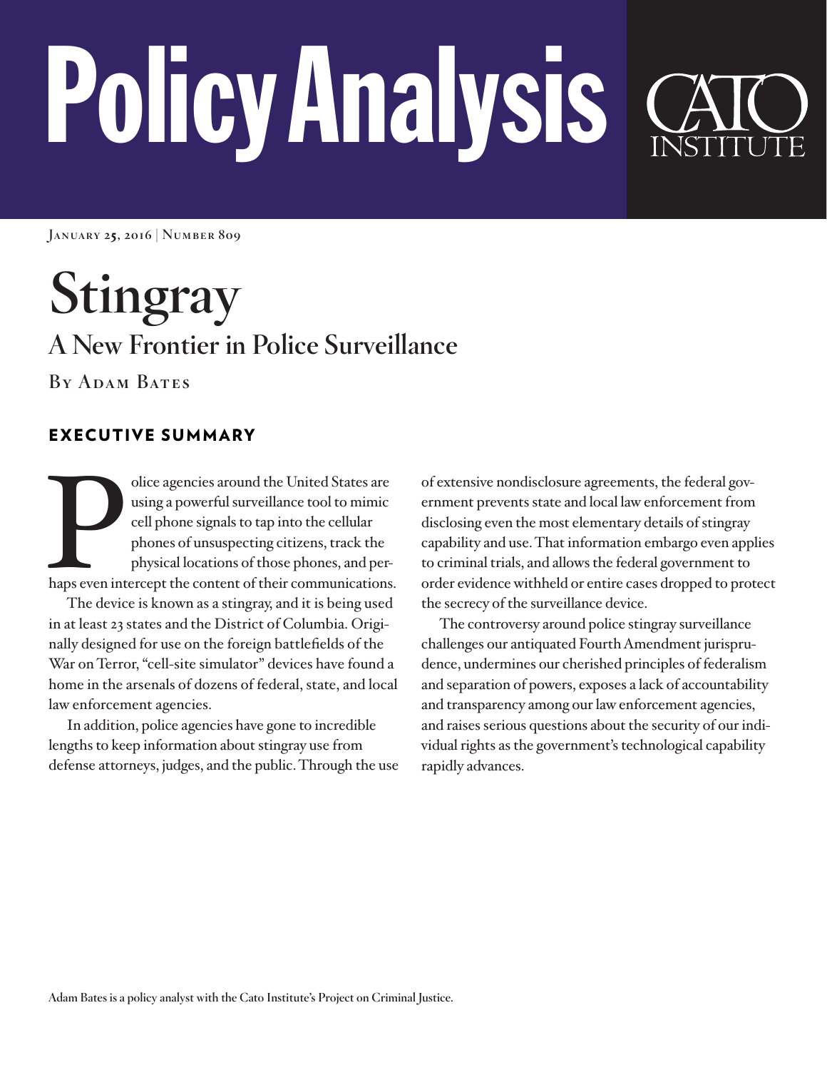# Policy Analysis

CATO INSTITUTE

January 25, 2016 | Number 809

# Stingray

## A New Frontier in Police Surveillance

By Adam Bates

## EXECUTIVE SUMMARY

Police agencies around the United States are using a powerful surveillance tool to mimic cell phone signals to tap into the cellular phones of unsuspecting citizens, track the physical locations of those phones, and perhaps even intercept the content of their communications.

The device is known as a stingray, and it is being used in at least 23 states and the District of Columbia. Originally designed for use on the foreign battlefields of the War on Terror, "cell-site simulator" devices have found a home in the arsenals of dozens of federal, state, and local law enforcement agencies.

In addition, police agencies have gone to incredible lengths to keep information about stingray use from defense attorneys, judges, and the public. Through the use of extensive nondisclosure agreements, the federal government prevents state and local law enforcement from disclosing even the most elementary details of stingray capability and use. That information embargo even applies to criminal trials, and allows the federal government to order evidence withheld or entire cases dropped to protect the secrecy of the surveillance device.

The controversy around police stingray surveillance challenges our antiquated Fourth Amendment jurisprudence, undermines our cherished principles of federalism and separation of powers, exposes a lack of accountability and transparency among our law enforcement agencies, and raises serious questions about the security of our individual rights as the government's technological capability rapidly advances.

Adam Bates is a policy analyst with the Cato Institute's Project on Criminal Justice.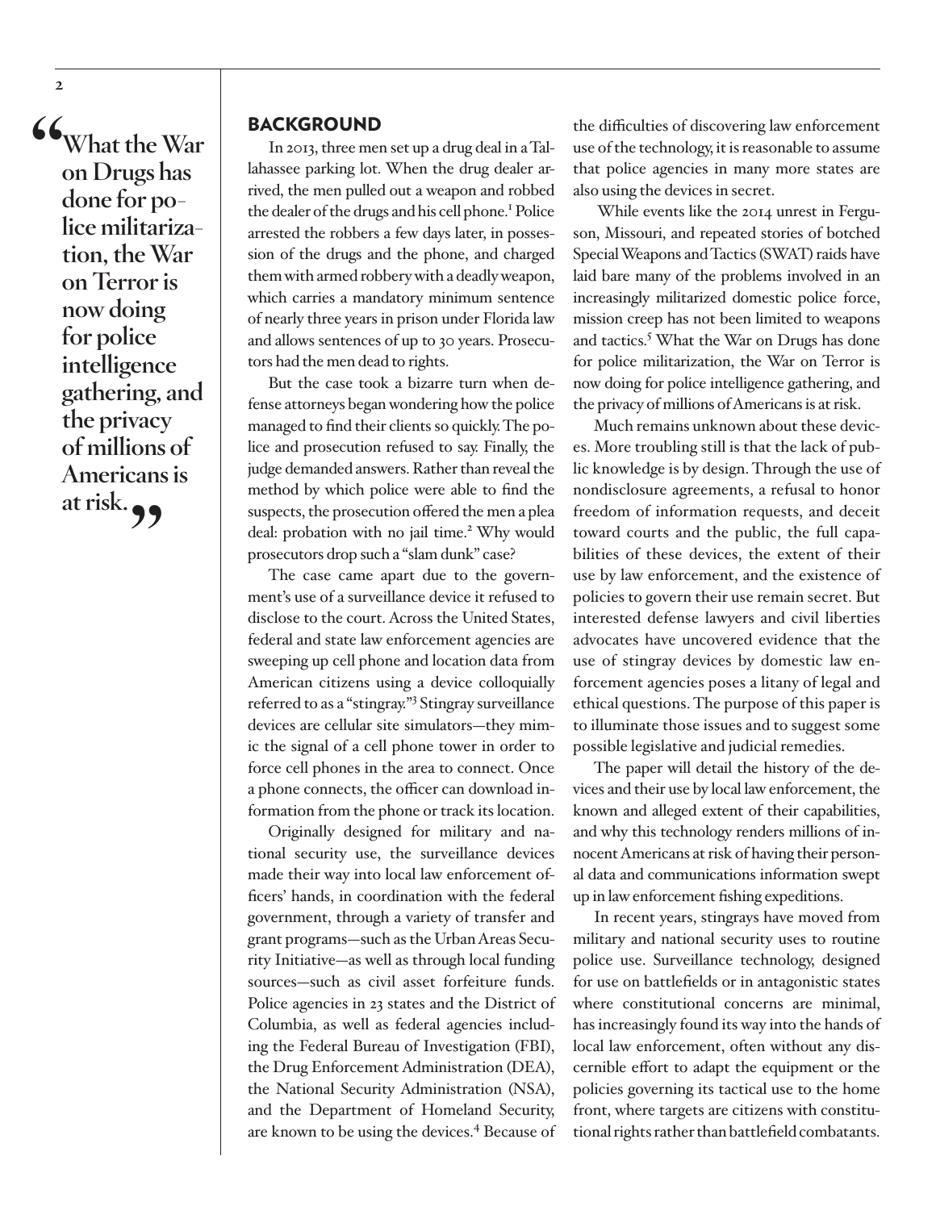> "What the War on Drugs has done for police militarization, the War on Terror is now doing for police intelligence gathering, and the privacy of millions of Americans is at risk."

## BACKGROUND

In 2013, three men set up a drug deal in a Tallahassee parking lot. When the drug dealer arrived, the men pulled out a weapon and robbed the dealer of the drugs and his cell phone.[1] Police arrested the robbers a few days later, in possession of the drugs and the phone, and charged them with armed robbery with a deadly weapon, which carries a mandatory minimum sentence of nearly three years in prison under Florida law and allows sentences of up to 30 years. Prosecutors had the men dead to rights.

But the case took a bizarre turn when defense attorneys began wondering how the police managed to find their clients so quickly. The police and prosecution refused to say. Finally, the judge demanded answers. Rather than reveal the method by which police were able to find the suspects, the prosecution offered the men a plea deal: probation with no jail time.[2] Why would prosecutors drop such a "slam dunk" case?

The case came apart due to the government's use of a surveillance device it refused to disclose to the court. Across the United States, federal and state law enforcement agencies are sweeping up cell phone and location data from American citizens using a device colloquially referred to as a "stingray."[3] Stingray surveillance devices are cellular site simulators—they mimic the signal of a cell phone tower in order to force cell phones in the area to connect. Once a phone connects, the officer can download information from the phone or track its location.

Originally designed for military and national security use, the surveillance devices made their way into local law enforcement officers' hands, in coordination with the federal government, through a variety of transfer and grant programs—such as the Urban Areas Security Initiative—as well as through local funding sources—such as civil asset forfeiture funds. Police agencies in 23 states and the District of Columbia, as well as federal agencies including the Federal Bureau of Investigation (FBI), the Drug Enforcement Administration (DEA), the National Security Administration (NSA), and the Department of Homeland Security, are known to be using the devices.[4] Because of the difficulties of discovering law enforcement use of the technology, it is reasonable to assume that police agencies in many more states are also using the devices in secret.

While events like the 2014 unrest in Ferguson, Missouri, and repeated stories of botched Special Weapons and Tactics (SWAT) raids have laid bare many of the problems involved in an increasingly militarized domestic police force, mission creep has not been limited to weapons and tactics.[5] What the War on Drugs has done for police militarization, the War on Terror is now doing for police intelligence gathering, and the privacy of millions of Americans is at risk.

Much remains unknown about these devices. More troubling still is that the lack of public knowledge is by design. Through the use of nondisclosure agreements, a refusal to honor freedom of information requests, and deceit toward courts and the public, the full capabilities of these devices, the extent of their use by law enforcement, and the existence of policies to govern their use remain secret. But interested defense lawyers and civil liberties advocates have uncovered evidence that the use of stingray devices by domestic law enforcement agencies poses a litany of legal and ethical questions. The purpose of this paper is to illuminate those issues and to suggest some possible legislative and judicial remedies.

The paper will detail the history of the devices and their use by local law enforcement, the known and alleged extent of their capabilities, and why this technology renders millions of innocent Americans at risk of having their personal data and communications information swept up in law enforcement fishing expeditions.

In recent years, stingrays have moved from military and national security uses to routine police use. Surveillance technology, designed for use on battlefields or in antagonistic states where constitutional concerns are minimal, has increasingly found its way into the hands of local law enforcement, often without any discernible effort to adapt the equipment or the policies governing its tactical use to the home front, where targets are citizens with constitutional rights rather than battlefield combatants.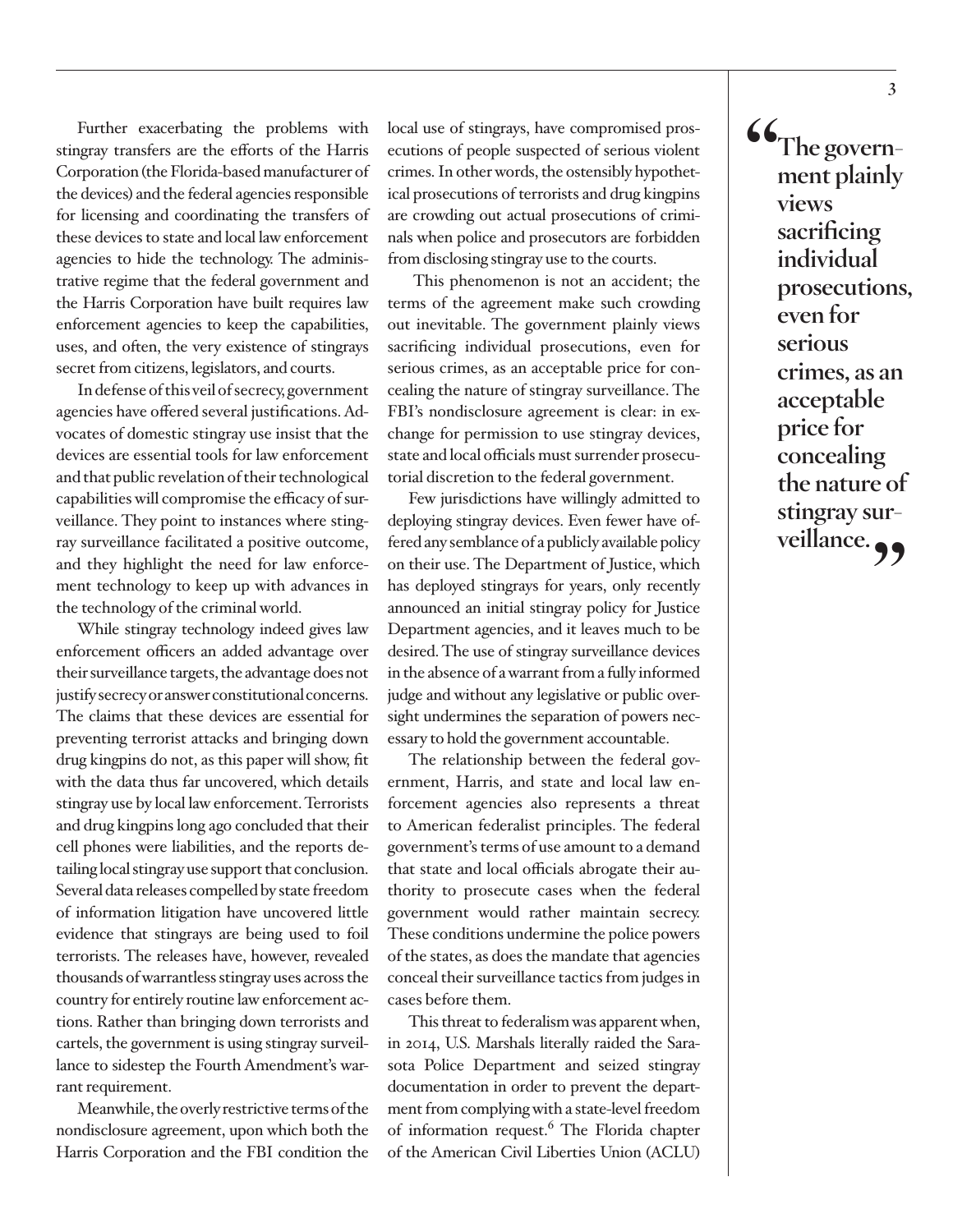Further exacerbating the problems with stingray transfers are the efforts of the Harris Corporation (the Florida-based manufacturer of the devices) and the federal agencies responsible for licensing and coordinating the transfers of these devices to state and local law enforcement agencies to hide the technology. The administrative regime that the federal government and the Harris Corporation have built requires law enforcement agencies to keep the capabilities, uses, and often, the very existence of stingrays secret from citizens, legislators, and courts.

In defense of this veil of secrecy, government agencies have offered several justifications. Advocates of domestic stingray use insist that the devices are essential tools for law enforcement and that public revelation of their technological capabilities will compromise the efficacy of surveillance. They point to instances where stingray surveillance facilitated a positive outcome, and they highlight the need for law enforcement technology to keep up with advances in the technology of the criminal world.

While stingray technology indeed gives law enforcement officers an added advantage over their surveillance targets, the advantage does not justify secrecy or answer constitutional concerns. The claims that these devices are essential for preventing terrorist attacks and bringing down drug kingpins do not, as this paper will show, fit with the data thus far uncovered, which details stingray use by local law enforcement. Terrorists and drug kingpins long ago concluded that their cell phones were liabilities, and the reports detailing local stingray use support that conclusion. Several data releases compelled by state freedom of information litigation have uncovered little evidence that stingrays are being used to foil terrorists. The releases have, however, revealed thousands of warrantless stingray uses across the country for entirely routine law enforcement actions. Rather than bringing down terrorists and cartels, the government is using stingray surveillance to sidestep the Fourth Amendment's warrant requirement.

Meanwhile, the overly restrictive terms of the nondisclosure agreement, upon which both the Harris Corporation and the FBI condition the local use of stingrays, have compromised prosecutions of people suspected of serious violent crimes. In other words, the ostensibly hypothetical prosecutions of terrorists and drug kingpins are crowding out actual prosecutions of criminals when police and prosecutors are forbidden from disclosing stingray use to the courts.

This phenomenon is not an accident; the terms of the agreement make such crowding out inevitable. The government plainly views sacrificing individual prosecutions, even for serious crimes, as an acceptable price for concealing the nature of stingray surveillance. The FBI's nondisclosure agreement is clear: in exchange for permission to use stingray devices, state and local officials must surrender prosecutorial discretion to the federal government.

> **"The government plainly views sacrificing individual prosecutions, even for serious crimes, as an acceptable price for concealing the nature of stingray surveillance."**

Few jurisdictions have willingly admitted to deploying stingray devices. Even fewer have offered any semblance of a publicly available policy on their use. The Department of Justice, which has deployed stingrays for years, only recently announced an initial stingray policy for Justice Department agencies, and it leaves much to be desired. The use of stingray surveillance devices in the absence of a warrant from a fully informed judge and without any legislative or public oversight undermines the separation of powers necessary to hold the government accountable.

The relationship between the federal government, Harris, and state and local law enforcement agencies also represents a threat to American federalist principles. The federal government's terms of use amount to a demand that state and local officials abrogate their authority to prosecute cases when the federal government would rather maintain secrecy. These conditions undermine the police powers of the states, as does the mandate that agencies conceal their surveillance tactics from judges in cases before them.

This threat to federalism was apparent when, in 2014, U.S. Marshals literally raided the Sarasota Police Department and seized stingray documentation in order to prevent the department from complying with a state-level freedom of information request.[6] The Florida chapter of the American Civil Liberties Union (ACLU)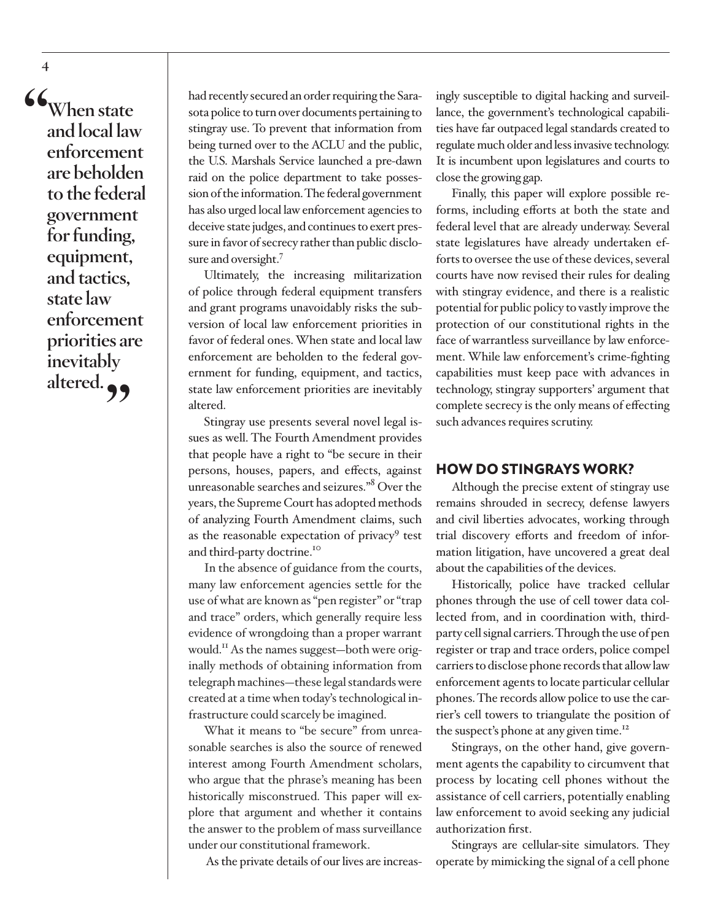> "When state and local law enforcement are beholden to the federal government for funding, equipment, and tactics, state law enforcement priorities are inevitably altered."

had recently secured an order requiring the Sarasota police to turn over documents pertaining to stingray use. To prevent that information from being turned over to the ACLU and the public, the U.S. Marshals Service launched a pre-dawn raid on the police department to take possession of the information. The federal government has also urged local law enforcement agencies to deceive state judges, and continues to exert pressure in favor of secrecy rather than public disclosure and oversight.[7]

Ultimately, the increasing militarization of police through federal equipment transfers and grant programs unavoidably risks the subversion of local law enforcement priorities in favor of federal ones. When state and local law enforcement are beholden to the federal government for funding, equipment, and tactics, state law enforcement priorities are inevitably altered.

Stingray use presents several novel legal issues as well. The Fourth Amendment provides that people have a right to "be secure in their persons, houses, papers, and effects, against unreasonable searches and seizures."[8] Over the years, the Supreme Court has adopted methods of analyzing Fourth Amendment claims, such as the reasonable expectation of privacy[9] test and third-party doctrine.[10]

In the absence of guidance from the courts, many law enforcement agencies settle for the use of what are known as "pen register" or "trap and trace" orders, which generally require less evidence of wrongdoing than a proper warrant would.[11] As the names suggest—both were originally methods of obtaining information from telegraph machines—these legal standards were created at a time when today's technological infrastructure could scarcely be imagined.

What it means to "be secure" from unreasonable searches is also the source of renewed interest among Fourth Amendment scholars, who argue that the phrase's meaning has been historically misconstrued. This paper will explore that argument and whether it contains the answer to the problem of mass surveillance under our constitutional framework.

As the private details of our lives are increasingly susceptible to digital hacking and surveillance, the government's technological capabilities have far outpaced legal standards created to regulate much older and less invasive technology. It is incumbent upon legislatures and courts to close the growing gap.

Finally, this paper will explore possible reforms, including efforts at both the state and federal level that are already underway. Several state legislatures have already undertaken efforts to oversee the use of these devices, several courts have now revised their rules for dealing with stingray evidence, and there is a realistic potential for public policy to vastly improve the protection of our constitutional rights in the face of warrantless surveillance by law enforcement. While law enforcement's crime-fighting capabilities must keep pace with advances in technology, stingray supporters' argument that complete secrecy is the only means of effecting such advances requires scrutiny.

## HOW DO STINGRAYS WORK?

Although the precise extent of stingray use remains shrouded in secrecy, defense lawyers and civil liberties advocates, working through trial discovery efforts and freedom of information litigation, have uncovered a great deal about the capabilities of the devices.

Historically, police have tracked cellular phones through the use of cell tower data collected from, and in coordination with, third-party cell signal carriers. Through the use of pen register or trap and trace orders, police compel carriers to disclose phone records that allow law enforcement agents to locate particular cellular phones. The records allow police to use the carrier's cell towers to triangulate the position of the suspect's phone at any given time.[12]

Stingrays, on the other hand, give government agents the capability to circumvent that process by locating cell phones without the assistance of cell carriers, potentially enabling law enforcement to avoid seeking any judicial authorization first.

Stingrays are cellular-site simulators. They operate by mimicking the signal of a cell phone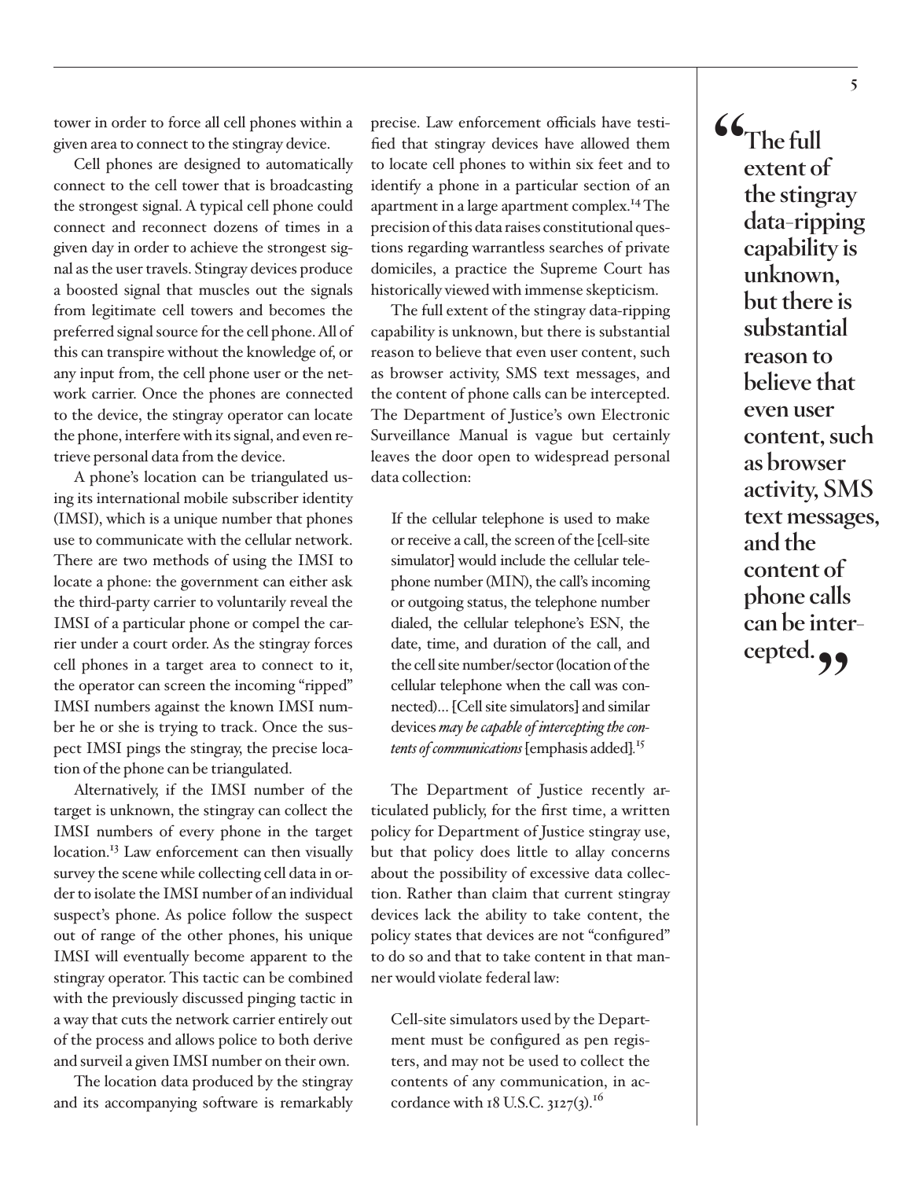tower in order to force all cell phones within a given area to connect to the stingray device.

Cell phones are designed to automatically connect to the cell tower that is broadcasting the strongest signal. A typical cell phone could connect and reconnect dozens of times in a given day in order to achieve the strongest signal as the user travels. Stingray devices produce a boosted signal that muscles out the signals from legitimate cell towers and becomes the preferred signal source for the cell phone. All of this can transpire without the knowledge of, or any input from, the cell phone user or the network carrier. Once the phones are connected to the device, the stingray operator can locate the phone, interfere with its signal, and even retrieve personal data from the device.

A phone's location can be triangulated using its international mobile subscriber identity (IMSI), which is a unique number that phones use to communicate with the cellular network. There are two methods of using the IMSI to locate a phone: the government can either ask the third-party carrier to voluntarily reveal the IMSI of a particular phone or compel the carrier under a court order. As the stingray forces cell phones in a target area to connect to it, the operator can screen the incoming "ripped" IMSI numbers against the known IMSI number he or she is trying to track. Once the suspect IMSI pings the stingray, the precise location of the phone can be triangulated.

Alternatively, if the IMSI number of the target is unknown, the stingray can collect the IMSI numbers of every phone in the target location.[13] Law enforcement can then visually survey the scene while collecting cell data in order to isolate the IMSI number of an individual suspect's phone. As police follow the suspect out of range of the other phones, his unique IMSI will eventually become apparent to the stingray operator. This tactic can be combined with the previously discussed pinging tactic in a way that cuts the network carrier entirely out of the process and allows police to both derive and surveil a given IMSI number on their own.

The location data produced by the stingray and its accompanying software is remarkably precise. Law enforcement officials have testified that stingray devices have allowed them to locate cell phones to within six feet and to identify a phone in a particular section of an apartment in a large apartment complex.[14] The precision of this data raises constitutional questions regarding warrantless searches of private domiciles, a practice the Supreme Court has historically viewed with immense skepticism.

The full extent of the stingray data-ripping capability is unknown, but there is substantial reason to believe that even user content, such as browser activity, SMS text messages, and the content of phone calls can be intercepted. The Department of Justice's own Electronic Surveillance Manual is vague but certainly leaves the door open to widespread personal data collection:

> If the cellular telephone is used to make or receive a call, the screen of the [cell-site simulator] would include the cellular telephone number (MIN), the call's incoming or outgoing status, the telephone number dialed, the cellular telephone's ESN, the date, time, and duration of the call, and the cell site number/sector (location of the cellular telephone when the call was connected)... [Cell site simulators] and similar devices *may be capable of intercepting the contents of communications* [emphasis added].[15]

The Department of Justice recently articulated publicly, for the first time, a written policy for Department of Justice stingray use, but that policy does little to allay concerns about the possibility of excessive data collection. Rather than claim that current stingray devices lack the ability to take content, the policy states that devices are not "configured" to do so and that to take content in that manner would violate federal law:

> Cell-site simulators used by the Department must be configured as pen registers, and may not be used to collect the contents of any communication, in accordance with 18 U.S.C. 3127(3).[16]

> **"The full extent of the stingray data-ripping capability is unknown, but there is substantial reason to believe that even user content, such as browser activity, SMS text messages, and the content of phone calls can be intercepted."**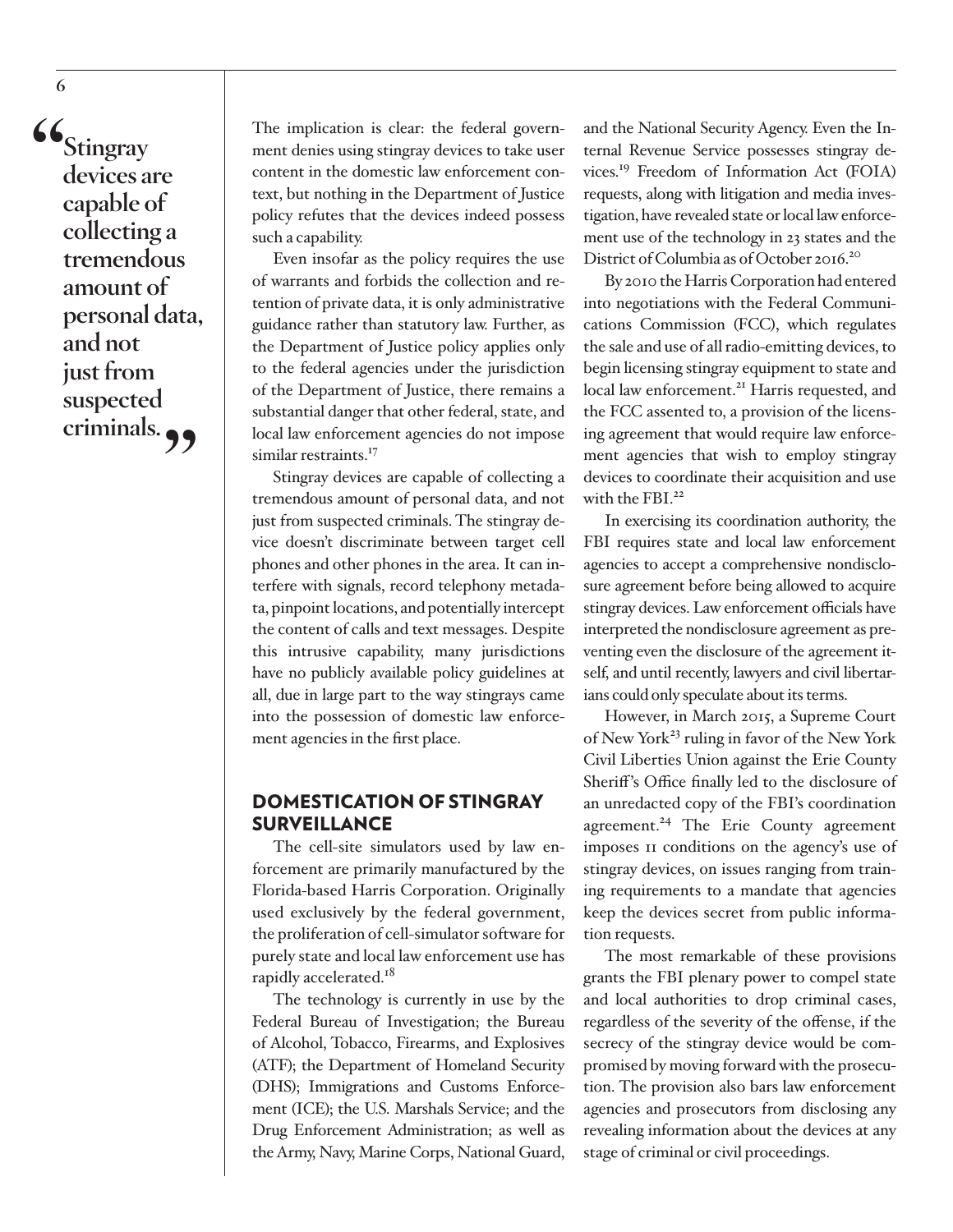> "Stingray devices are capable of collecting a tremendous amount of personal data, and not just from suspected criminals."

The implication is clear: the federal government denies using stingray devices to take user content in the domestic law enforcement context, but nothing in the Department of Justice policy refutes that the devices indeed possess such a capability.

Even insofar as the policy requires the use of warrants and forbids the collection and retention of private data, it is only administrative guidance rather than statutory law. Further, as the Department of Justice policy applies only to the federal agencies under the jurisdiction of the Department of Justice, there remains a substantial danger that other federal, state, and local law enforcement agencies do not impose similar restraints.[17]

Stingray devices are capable of collecting a tremendous amount of personal data, and not just from suspected criminals. The stingray device doesn't discriminate between target cell phones and other phones in the area. It can interfere with signals, record telephony metadata, pinpoint locations, and potentially intercept the content of calls and text messages. Despite this intrusive capability, many jurisdictions have no publicly available policy guidelines at all, due in large part to the way stingrays came into the possession of domestic law enforcement agencies in the first place.

## DOMESTICATION OF STINGRAY SURVEILLANCE

The cell-site simulators used by law enforcement are primarily manufactured by the Florida-based Harris Corporation. Originally used exclusively by the federal government, the proliferation of cell-simulator software for purely state and local law enforcement use has rapidly accelerated.[18]

The technology is currently in use by the Federal Bureau of Investigation; the Bureau of Alcohol, Tobacco, Firearms, and Explosives (ATF); the Department of Homeland Security (DHS); Immigrations and Customs Enforcement (ICE); the U.S. Marshals Service; and the Drug Enforcement Administration; as well as the Army, Navy, Marine Corps, National Guard, and the National Security Agency. Even the Internal Revenue Service possesses stingray devices.[19] Freedom of Information Act (FOIA) requests, along with litigation and media investigation, have revealed state or local law enforcement use of the technology in 23 states and the District of Columbia as of October 2016.[20]

By 2010 the Harris Corporation had entered into negotiations with the Federal Communications Commission (FCC), which regulates the sale and use of all radio-emitting devices, to begin licensing stingray equipment to state and local law enforcement.[21] Harris requested, and the FCC assented to, a provision of the licensing agreement that would require law enforcement agencies that wish to employ stingray devices to coordinate their acquisition and use with the FBI.[22]

In exercising its coordination authority, the FBI requires state and local law enforcement agencies to accept a comprehensive nondisclosure agreement before being allowed to acquire stingray devices. Law enforcement officials have interpreted the nondisclosure agreement as preventing even the disclosure of the agreement itself, and until recently, lawyers and civil libertarians could only speculate about its terms.

However, in March 2015, a Supreme Court of New York[23] ruling in favor of the New York Civil Liberties Union against the Erie County Sheriff's Office finally led to the disclosure of an unredacted copy of the FBI's coordination agreement.[24] The Erie County agreement imposes 11 conditions on the agency's use of stingray devices, on issues ranging from training requirements to a mandate that agencies keep the devices secret from public information requests.

The most remarkable of these provisions grants the FBI plenary power to compel state and local authorities to drop criminal cases, regardless of the severity of the offense, if the secrecy of the stingray device would be compromised by moving forward with the prosecution. The provision also bars law enforcement agencies and prosecutors from disclosing any revealing information about the devices at any stage of criminal or civil proceedings.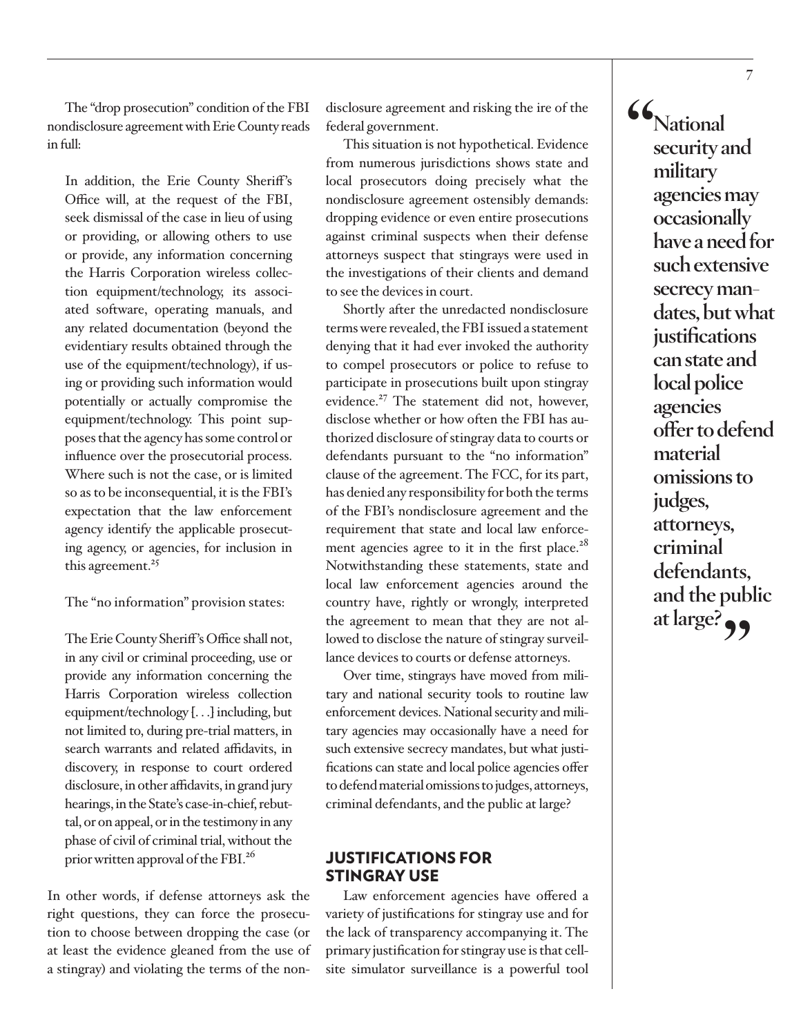The "drop prosecution" condition of the FBI nondisclosure agreement with Erie County reads in full:

> In addition, the Erie County Sheriff's Office will, at the request of the FBI, seek dismissal of the case in lieu of using or providing, or allowing others to use or provide, any information concerning the Harris Corporation wireless collection equipment/technology, its associated software, operating manuals, and any related documentation (beyond the evidentiary results obtained through the use of the equipment/technology), if using or providing such information would potentially or actually compromise the equipment/technology. This point supposes that the agency has some control or influence over the prosecutorial process. Where such is not the case, or is limited so as to be inconsequential, it is the FBI's expectation that the law enforcement agency identify the applicable prosecuting agency, or agencies, for inclusion in this agreement.[25]

The "no information" provision states:

> The Erie County Sheriff's Office shall not, in any civil or criminal proceeding, use or provide any information concerning the Harris Corporation wireless collection equipment/technology [. . .] including, but not limited to, during pre-trial matters, in search warrants and related affidavits, in discovery, in response to court ordered disclosure, in other affidavits, in grand jury hearings, in the State's case-in-chief, rebuttal, or on appeal, or in the testimony in any phase of civil of criminal trial, without the prior written approval of the FBI.[26]

In other words, if defense attorneys ask the right questions, they can force the prosecution to choose between dropping the case (or at least the evidence gleaned from the use of a stingray) and violating the terms of the nondisclosure agreement and risking the ire of the federal government.

This situation is not hypothetical. Evidence from numerous jurisdictions shows state and local prosecutors doing precisely what the nondisclosure agreement ostensibly demands: dropping evidence or even entire prosecutions against criminal suspects when their defense attorneys suspect that stingrays were used in the investigations of their clients and demand to see the devices in court.

Shortly after the unredacted nondisclosure terms were revealed, the FBI issued a statement denying that it had ever invoked the authority to compel prosecutors or police to refuse to participate in prosecutions built upon stingray evidence.[27] The statement did not, however, disclose whether or how often the FBI has authorized disclosure of stingray data to courts or defendants pursuant to the "no information" clause of the agreement. The FCC, for its part, has denied any responsibility for both the terms of the FBI's nondisclosure agreement and the requirement that state and local law enforcement agencies agree to it in the first place.[28] Notwithstanding these statements, state and local law enforcement agencies around the country have, rightly or wrongly, interpreted the agreement to mean that they are not allowed to disclose the nature of stingray surveillance devices to courts or defense attorneys.

Over time, stingrays have moved from military and national security tools to routine law enforcement devices. National security and military agencies may occasionally have a need for such extensive secrecy mandates, but what justifications can state and local police agencies offer to defend material omissions to judges, attorneys, criminal defendants, and the public at large?

> **"National security and military agencies may occasionally have a need for such extensive secrecy mandates, but what justifications can state and local police agencies offer to defend material omissions to judges, attorneys, criminal defendants, and the public at large?"**

## JUSTIFICATIONS FOR STINGRAY USE

Law enforcement agencies have offered a variety of justifications for stingray use and for the lack of transparency accompanying it. The primary justification for stingray use is that cell-site simulator surveillance is a powerful tool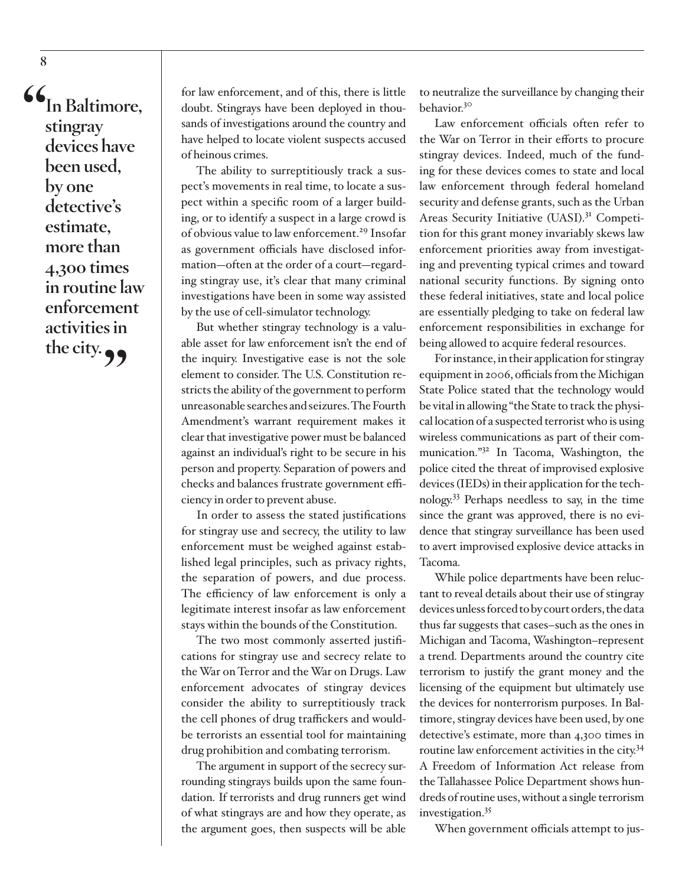> **"In Baltimore, stingray devices have been used, by one detective's estimate, more than 4,300 times in routine law enforcement activities in the city."**

for law enforcement, and of this, there is little doubt. Stingrays have been deployed in thousands of investigations around the country and have helped to locate violent suspects accused of heinous crimes.

The ability to surreptitiously track a suspect's movements in real time, to locate a suspect within a specific room of a larger building, or to identify a suspect in a large crowd is of obvious value to law enforcement.[29] Insofar as government officials have disclosed information—often at the order of a court—regarding stingray use, it's clear that many criminal investigations have been in some way assisted by the use of cell-simulator technology.

But whether stingray technology is a valuable asset for law enforcement isn't the end of the inquiry. Investigative ease is not the sole element to consider. The U.S. Constitution restricts the ability of the government to perform unreasonable searches and seizures. The Fourth Amendment's warrant requirement makes it clear that investigative power must be balanced against an individual's right to be secure in his person and property. Separation of powers and checks and balances frustrate government efficiency in order to prevent abuse.

In order to assess the stated justifications for stingray use and secrecy, the utility to law enforcement must be weighed against established legal principles, such as privacy rights, the separation of powers, and due process. The efficiency of law enforcement is only a legitimate interest insofar as law enforcement stays within the bounds of the Constitution.

The two most commonly asserted justifications for stingray use and secrecy relate to the War on Terror and the War on Drugs. Law enforcement advocates of stingray devices consider the ability to surreptitiously track the cell phones of drug traffickers and would-be terrorists an essential tool for maintaining drug prohibition and combating terrorism.

The argument in support of the secrecy surrounding stingrays builds upon the same foundation. If terrorists and drug runners get wind of what stingrays are and how they operate, as the argument goes, then suspects will be able to neutralize the surveillance by changing their behavior.[30]

Law enforcement officials often refer to the War on Terror in their efforts to procure stingray devices. Indeed, much of the funding for these devices comes to state and local law enforcement through federal homeland security and defense grants, such as the Urban Areas Security Initiative (UASI).[31] Competition for this grant money invariably skews law enforcement priorities away from investigating and preventing typical crimes and toward national security functions. By signing onto these federal initiatives, state and local police are essentially pledging to take on federal law enforcement responsibilities in exchange for being allowed to acquire federal resources.

For instance, in their application for stingray equipment in 2006, officials from the Michigan State Police stated that the technology would be vital in allowing "the State to track the physical location of a suspected terrorist who is using wireless communications as part of their communication."[32] In Tacoma, Washington, the police cited the threat of improvised explosive devices (IEDs) in their application for the technology.[33] Perhaps needless to say, in the time since the grant was approved, there is no evidence that stingray surveillance has been used to avert improvised explosive device attacks in Tacoma.

While police departments have been reluctant to reveal details about their use of stingray devices unless forced to by court orders, the data thus far suggests that cases–such as the ones in Michigan and Tacoma, Washington–represent a trend. Departments around the country cite terrorism to justify the grant money and the licensing of the equipment but ultimately use the devices for nonterrorism purposes. In Baltimore, stingray devices have been used, by one detective's estimate, more than 4,300 times in routine law enforcement activities in the city.[34] A Freedom of Information Act release from the Tallahassee Police Department shows hundreds of routine uses, without a single terrorism investigation.[35]

When government officials attempt to jus-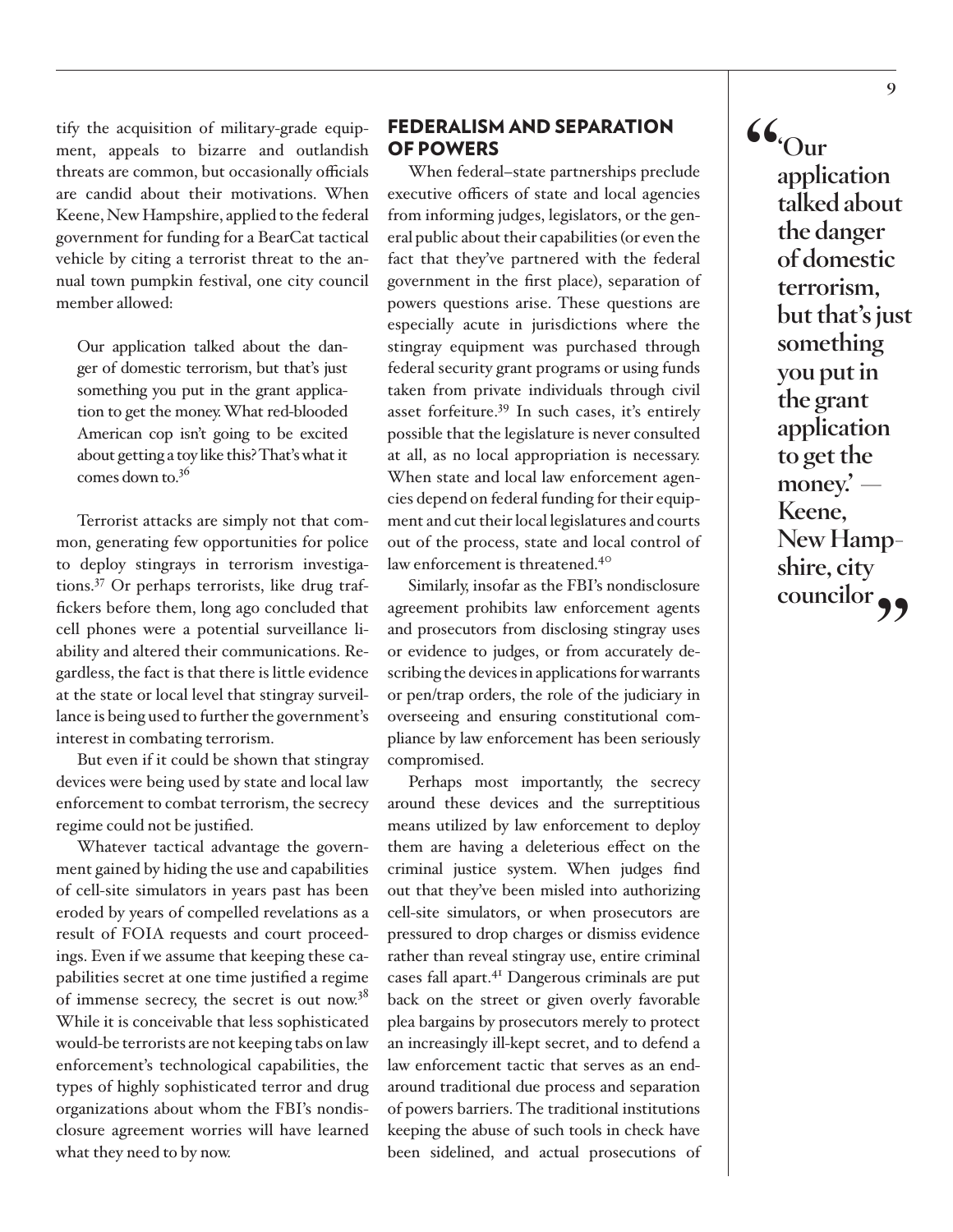tify the acquisition of military-grade equipment, appeals to bizarre and outlandish threats are common, but occasionally officials are candid about their motivations. When Keene, New Hampshire, applied to the federal government for funding for a BearCat tactical vehicle by citing a terrorist threat to the annual town pumpkin festival, one city council member allowed:

> Our application talked about the danger of domestic terrorism, but that's just something you put in the grant application to get the money. What red-blooded American cop isn't going to be excited about getting a toy like this? That's what it comes down to.[36]

Terrorist attacks are simply not that common, generating few opportunities for police to deploy stingrays in terrorism investigations.[37] Or perhaps terrorists, like drug traffickers before them, long ago concluded that cell phones were a potential surveillance liability and altered their communications. Regardless, the fact is that there is little evidence at the state or local level that stingray surveillance is being used to further the government's interest in combating terrorism.

But even if it could be shown that stingray devices were being used by state and local law enforcement to combat terrorism, the secrecy regime could not be justified.

Whatever tactical advantage the government gained by hiding the use and capabilities of cell-site simulators in years past has been eroded by years of compelled revelations as a result of FOIA requests and court proceedings. Even if we assume that keeping these capabilities secret at one time justified a regime of immense secrecy, the secret is out now.[38] While it is conceivable that less sophisticated would-be terrorists are not keeping tabs on law enforcement's technological capabilities, the types of highly sophisticated terror and drug organizations about whom the FBI's nondisclosure agreement worries will have learned what they need to by now.

## FEDERALISM AND SEPARATION OF POWERS

When federal–state partnerships preclude executive officers of state and local agencies from informing judges, legislators, or the general public about their capabilities (or even the fact that they've partnered with the federal government in the first place), separation of powers questions arise. These questions are especially acute in jurisdictions where the stingray equipment was purchased through federal security grant programs or using funds taken from private individuals through civil asset forfeiture.[39] In such cases, it's entirely possible that the legislature is never consulted at all, as no local appropriation is necessary. When state and local law enforcement agencies depend on federal funding for their equipment and cut their local legislatures and courts out of the process, state and local control of law enforcement is threatened.[40]

Similarly, insofar as the FBI's nondisclosure agreement prohibits law enforcement agents and prosecutors from disclosing stingray uses or evidence to judges, or from accurately describing the devices in applications for warrants or pen/trap orders, the role of the judiciary in overseeing and ensuring constitutional compliance by law enforcement has been seriously compromised.

Perhaps most importantly, the secrecy around these devices and the surreptitious means utilized by law enforcement to deploy them are having a deleterious effect on the criminal justice system. When judges find out that they've been misled into authorizing cell-site simulators, or when prosecutors are pressured to drop charges or dismiss evidence rather than reveal stingray use, entire criminal cases fall apart.[41] Dangerous criminals are put back on the street or given overly favorable plea bargains by prosecutors merely to protect an increasingly ill-kept secret, and to defend a law enforcement tactic that serves as an end-around traditional due process and separation of powers barriers. The traditional institutions keeping the abuse of such tools in check have been sidelined, and actual prosecutions of

> **"'Our application talked about the danger of domestic terrorism, but that's just something you put in the grant application to get the money.' — Keene, New Hampshire, city councilor"**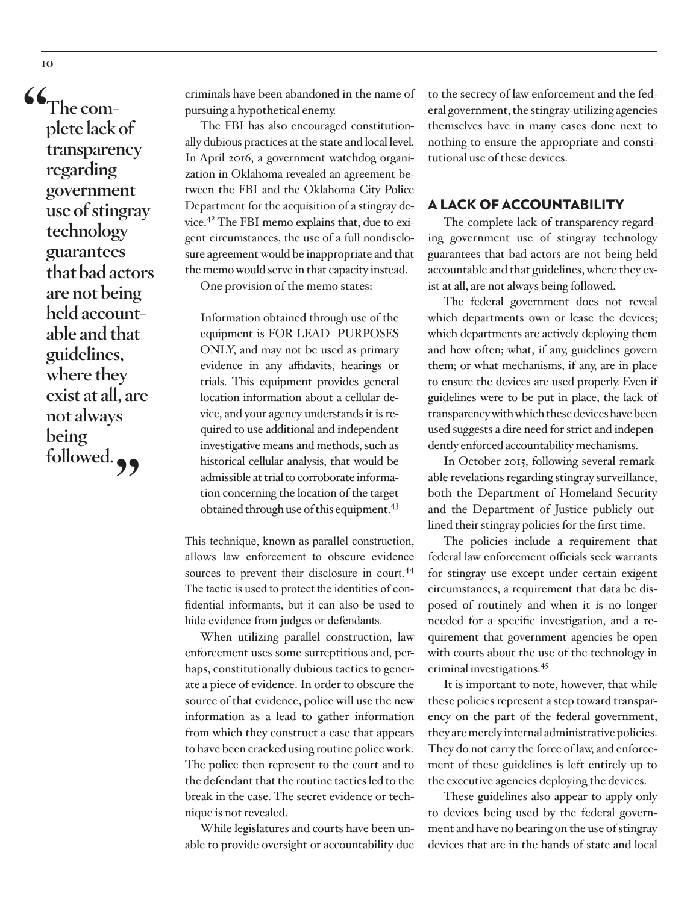> "The complete lack of transparency regarding government use of stingray technology guarantees that bad actors are not being held accountable and that guidelines, where they exist at all, are not always being followed."

criminals have been abandoned in the name of pursuing a hypothetical enemy.

The FBI has also encouraged constitutionally dubious practices at the state and local level. In April 2016, a government watchdog organization in Oklahoma revealed an agreement between the FBI and the Oklahoma City Police Department for the acquisition of a stingray device.[42] The FBI memo explains that, due to exigent circumstances, the use of a full nondisclosure agreement would be inappropriate and that the memo would serve in that capacity instead.

One provision of the memo states:

> Information obtained through use of the equipment is FOR LEAD PURPOSES ONLY, and may not be used as primary evidence in any affidavits, hearings or trials. This equipment provides general location information about a cellular device, and your agency understands it is required to use additional and independent investigative means and methods, such as historical cellular analysis, that would be admissible at trial to corroborate information concerning the location of the target obtained through use of this equipment.[43]

This technique, known as parallel construction, allows law enforcement to obscure evidence sources to prevent their disclosure in court.[44] The tactic is used to protect the identities of confidential informants, but it can also be used to hide evidence from judges or defendants.

When utilizing parallel construction, law enforcement uses some surreptitious and, perhaps, constitutionally dubious tactics to generate a piece of evidence. In order to obscure the source of that evidence, police will use the new information as a lead to gather information from which they construct a case that appears to have been cracked using routine police work. The police then represent to the court and to the defendant that the routine tactics led to the break in the case. The secret evidence or technique is not revealed.

While legislatures and courts have been unable to provide oversight or accountability due to the secrecy of law enforcement and the federal government, the stingray-utilizing agencies themselves have in many cases done next to nothing to ensure the appropriate and constitutional use of these devices.

## A LACK OF ACCOUNTABILITY

The complete lack of transparency regarding government use of stingray technology guarantees that bad actors are not being held accountable and that guidelines, where they exist at all, are not always being followed.

The federal government does not reveal which departments own or lease the devices; which departments are actively deploying them and how often; what, if any, guidelines govern them; or what mechanisms, if any, are in place to ensure the devices are used properly. Even if guidelines were to be put in place, the lack of transparency with which these devices have been used suggests a dire need for strict and independently enforced accountability mechanisms.

In October 2015, following several remarkable revelations regarding stingray surveillance, both the Department of Homeland Security and the Department of Justice publicly outlined their stingray policies for the first time.

The policies include a requirement that federal law enforcement officials seek warrants for stingray use except under certain exigent circumstances, a requirement that data be disposed of routinely and when it is no longer needed for a specific investigation, and a requirement that government agencies be open with courts about the use of the technology in criminal investigations.[45]

It is important to note, however, that while these policies represent a step toward transparency on the part of the federal government, they are merely internal administrative policies. They do not carry the force of law, and enforcement of these guidelines is left entirely up to the executive agencies deploying the devices.

These guidelines also appear to apply only to devices being used by the federal government and have no bearing on the use of stingray devices that are in the hands of state and local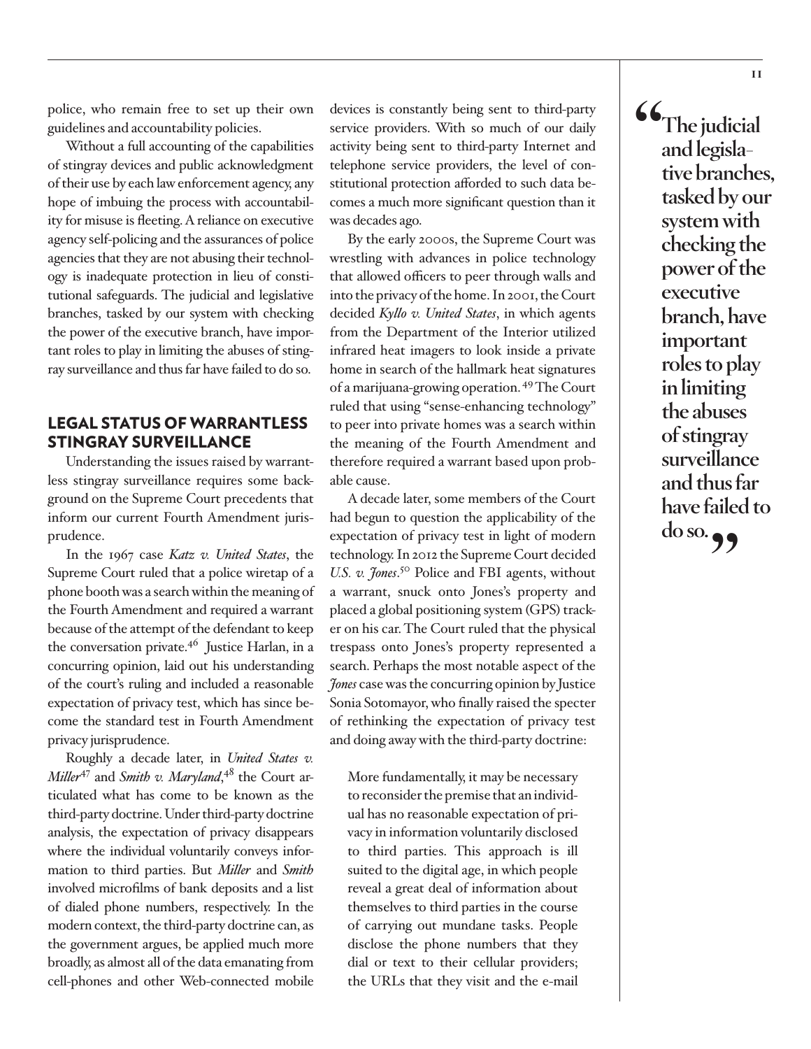police, who remain free to set up their own guidelines and accountability policies.

Without a full accounting of the capabilities of stingray devices and public acknowledgment of their use by each law enforcement agency, any hope of imbuing the process with accountability for misuse is fleeting. A reliance on executive agency self-policing and the assurances of police agencies that they are not abusing their technology is inadequate protection in lieu of constitutional safeguards. The judicial and legislative branches, tasked by our system with checking the power of the executive branch, have important roles to play in limiting the abuses of stingray surveillance and thus far have failed to do so.

## LEGAL STATUS OF WARRANTLESS STINGRAY SURVEILLANCE

Understanding the issues raised by warrantless stingray surveillance requires some background on the Supreme Court precedents that inform our current Fourth Amendment jurisprudence.

In the 1967 case *Katz v. United States*, the Supreme Court ruled that a police wiretap of a phone booth was a search within the meaning of the Fourth Amendment and required a warrant because of the attempt of the defendant to keep the conversation private.[46] Justice Harlan, in a concurring opinion, laid out his understanding of the court's ruling and included a reasonable expectation of privacy test, which has since become the standard test in Fourth Amendment privacy jurisprudence.

Roughly a decade later, in *United States v. Miller*[47] and *Smith v. Maryland*,[48] the Court articulated what has come to be known as the third-party doctrine. Under third-party doctrine analysis, the expectation of privacy disappears where the individual voluntarily conveys information to third parties. But *Miller* and *Smith* involved microfilms of bank deposits and a list of dialed phone numbers, respectively. In the modern context, the third-party doctrine can, as the government argues, be applied much more broadly, as almost all of the data emanating from cell-phones and other Web-connected mobile devices is constantly being sent to third-party service providers. With so much of our daily activity being sent to third-party Internet and telephone service providers, the level of constitutional protection afforded to such data becomes a much more significant question than it was decades ago.

By the early 2000s, the Supreme Court was wrestling with advances in police technology that allowed officers to peer through walls and into the privacy of the home. In 2001, the Court decided *Kyllo v. United States*, in which agents from the Department of the Interior utilized infrared heat imagers to look inside a private home in search of the hallmark heat signatures of a marijuana-growing operation.[49] The Court ruled that using "sense-enhancing technology" to peer into private homes was a search within the meaning of the Fourth Amendment and therefore required a warrant based upon probable cause.

A decade later, some members of the Court had begun to question the applicability of the expectation of privacy test in light of modern technology. In 2012 the Supreme Court decided *U.S. v. Jones*.[50] Police and FBI agents, without a warrant, snuck onto Jones's property and placed a global positioning system (GPS) tracker on his car. The Court ruled that the physical trespass onto Jones's property represented a search. Perhaps the most notable aspect of the *Jones* case was the concurring opinion by Justice Sonia Sotomayor, who finally raised the specter of rethinking the expectation of privacy test and doing away with the third-party doctrine:

> More fundamentally, it may be necessary to reconsider the premise that an individual has no reasonable expectation of privacy in information voluntarily disclosed to third parties. This approach is ill suited to the digital age, in which people reveal a great deal of information about themselves to third parties in the course of carrying out mundane tasks. People disclose the phone numbers that they dial or text to their cellular providers; the URLs that they visit and the e-mail

> **"The judicial and legislative branches, tasked by our system with checking the power of the executive branch, have important roles to play in limiting the abuses of stingray surveillance and thus far have failed to do so."**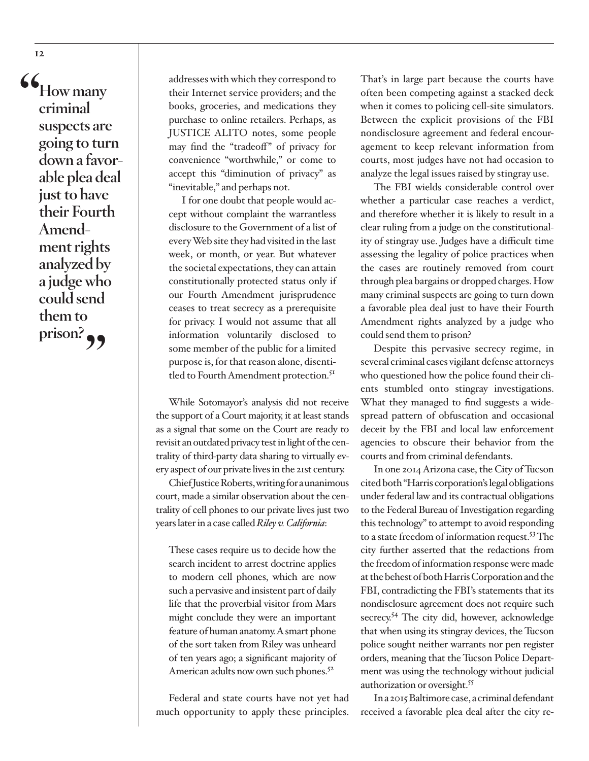> **"How many criminal suspects are going to turn down a favorable plea deal just to have their Fourth Amendment rights analyzed by a judge who could send them to prison?"**

> addresses with which they correspond to their Internet service providers; and the books, groceries, and medications they purchase to online retailers. Perhaps, as JUSTICE ALITO notes, some people may find the "tradeoff" of privacy for convenience "worthwhile," or come to accept this "diminution of privacy" as "inevitable," and perhaps not.
>
> I for one doubt that people would accept without complaint the warrantless disclosure to the Government of a list of every Web site they had visited in the last week, or month, or year. But whatever the societal expectations, they can attain constitutionally protected status only if our Fourth Amendment jurisprudence ceases to treat secrecy as a prerequisite for privacy. I would not assume that all information voluntarily disclosed to some member of the public for a limited purpose is, for that reason alone, disentitled to Fourth Amendment protection.[51]

While Sotomayor's analysis did not receive the support of a Court majority, it at least stands as a signal that some on the Court are ready to revisit an outdated privacy test in light of the centrality of third-party data sharing to virtually every aspect of our private lives in the 21st century.

Chief Justice Roberts, writing for a unanimous court, made a similar observation about the centrality of cell phones to our private lives just two years later in a case called *Riley v. California*:

> These cases require us to decide how the search incident to arrest doctrine applies to modern cell phones, which are now such a pervasive and insistent part of daily life that the proverbial visitor from Mars might conclude they were an important feature of human anatomy. A smart phone of the sort taken from Riley was unheard of ten years ago; a significant majority of American adults now own such phones.[52]

Federal and state courts have not yet had much opportunity to apply these principles. That's in large part because the courts have often been competing against a stacked deck when it comes to policing cell-site simulators. Between the explicit provisions of the FBI nondisclosure agreement and federal encouragement to keep relevant information from courts, most judges have not had occasion to analyze the legal issues raised by stingray use.

The FBI wields considerable control over whether a particular case reaches a verdict, and therefore whether it is likely to result in a clear ruling from a judge on the constitutionality of stingray use. Judges have a difficult time assessing the legality of police practices when the cases are routinely removed from court through plea bargains or dropped charges. How many criminal suspects are going to turn down a favorable plea deal just to have their Fourth Amendment rights analyzed by a judge who could send them to prison?

Despite this pervasive secrecy regime, in several criminal cases vigilant defense attorneys who questioned how the police found their clients stumbled onto stingray investigations. What they managed to find suggests a widespread pattern of obfuscation and occasional deceit by the FBI and local law enforcement agencies to obscure their behavior from the courts and from criminal defendants.

In one 2014 Arizona case, the City of Tucson cited both "Harris corporation's legal obligations under federal law and its contractual obligations to the Federal Bureau of Investigation regarding this technology" to attempt to avoid responding to a state freedom of information request.[53] The city further asserted that the redactions from the freedom of information response were made at the behest of both Harris Corporation and the FBI, contradicting the FBI's statements that its nondisclosure agreement does not require such secrecy.[54] The city did, however, acknowledge that when using its stingray devices, the Tucson police sought neither warrants nor pen register orders, meaning that the Tucson Police Department was using the technology without judicial authorization or oversight.[55]

In a 2015 Baltimore case, a criminal defendant received a favorable plea deal after the city re-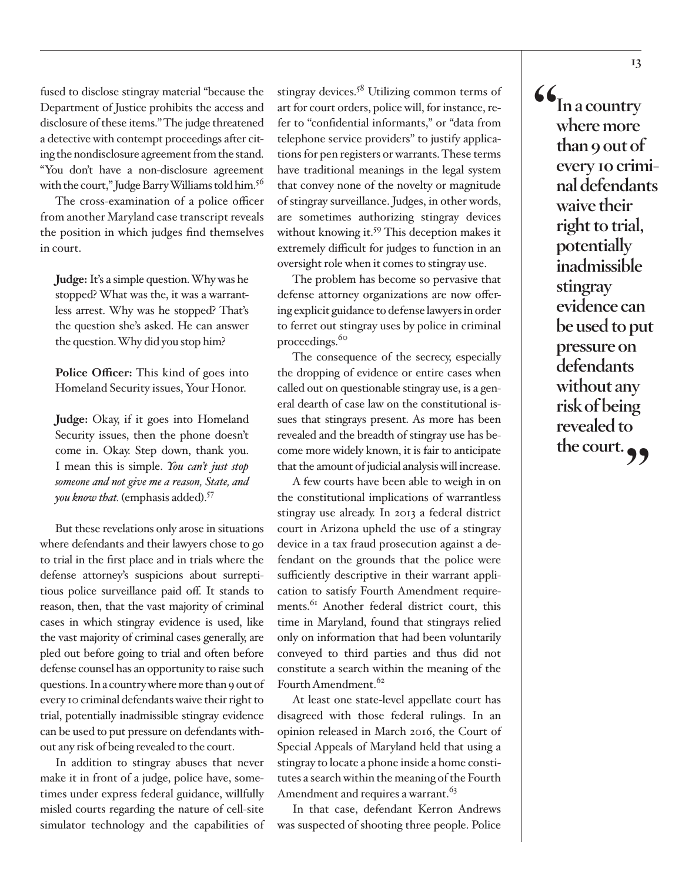fused to disclose stingray material "because the Department of Justice prohibits the access and disclosure of these items." The judge threatened a detective with contempt proceedings after citing the nondisclosure agreement from the stand. "You don't have a non-disclosure agreement with the court," Judge Barry Williams told him.[56]

The cross-examination of a police officer from another Maryland case transcript reveals the position in which judges find themselves in court.

> **Judge:** It's a simple question. Why was he stopped? What was the, it was a warrantless arrest. Why was he stopped? That's the question she's asked. He can answer the question. Why did you stop him?
>
> **Police Officer:** This kind of goes into Homeland Security issues, Your Honor.
>
> **Judge:** Okay, if it goes into Homeland Security issues, then the phone doesn't come in. Okay. Step down, thank you. I mean this is simple. *You can't just stop someone and not give me a reason, State, and you know that.* (emphasis added).[57]

But these revelations only arose in situations where defendants and their lawyers chose to go to trial in the first place and in trials where the defense attorney's suspicions about surreptitious police surveillance paid off. It stands to reason, then, that the vast majority of criminal cases in which stingray evidence is used, like the vast majority of criminal cases generally, are pled out before going to trial and often before defense counsel has an opportunity to raise such questions. In a country where more than 9 out of every 10 criminal defendants waive their right to trial, potentially inadmissible stingray evidence can be used to put pressure on defendants without any risk of being revealed to the court.

In addition to stingray abuses that never make it in front of a judge, police have, sometimes under express federal guidance, willfully misled courts regarding the nature of cell-site simulator technology and the capabilities of stingray devices.[58] Utilizing common terms of art for court orders, police will, for instance, refer to "confidential informants," or "data from telephone service providers" to justify applications for pen registers or warrants. These terms have traditional meanings in the legal system that convey none of the novelty or magnitude of stingray surveillance. Judges, in other words, are sometimes authorizing stingray devices without knowing it.[59] This deception makes it extremely difficult for judges to function in an oversight role when it comes to stingray use.

The problem has become so pervasive that defense attorney organizations are now offering explicit guidance to defense lawyers in order to ferret out stingray uses by police in criminal proceedings.[60]

The consequence of the secrecy, especially the dropping of evidence or entire cases when called out on questionable stingray use, is a general dearth of case law on the constitutional issues that stingrays present. As more has been revealed and the breadth of stingray use has become more widely known, it is fair to anticipate that the amount of judicial analysis will increase.

A few courts have been able to weigh in on the constitutional implications of warrantless stingray use already. In 2013 a federal district court in Arizona upheld the use of a stingray device in a tax fraud prosecution against a defendant on the grounds that the police were sufficiently descriptive in their warrant application to satisfy Fourth Amendment requirements.[61] Another federal district court, this time in Maryland, found that stingrays relied only on information that had been voluntarily conveyed to third parties and thus did not constitute a search within the meaning of the Fourth Amendment.[62]

At least one state-level appellate court has disagreed with those federal rulings. In an opinion released in March 2016, the Court of Special Appeals of Maryland held that using a stingray to locate a phone inside a home constitutes a search within the meaning of the Fourth Amendment and requires a warrant.[63]

In that case, defendant Kerron Andrews was suspected of shooting three people. Police

> **"In a country where more than 9 out of every 10 criminal defendants waive their right to trial, potentially inadmissible stingray evidence can be used to put pressure on defendants without any risk of being revealed to the court."**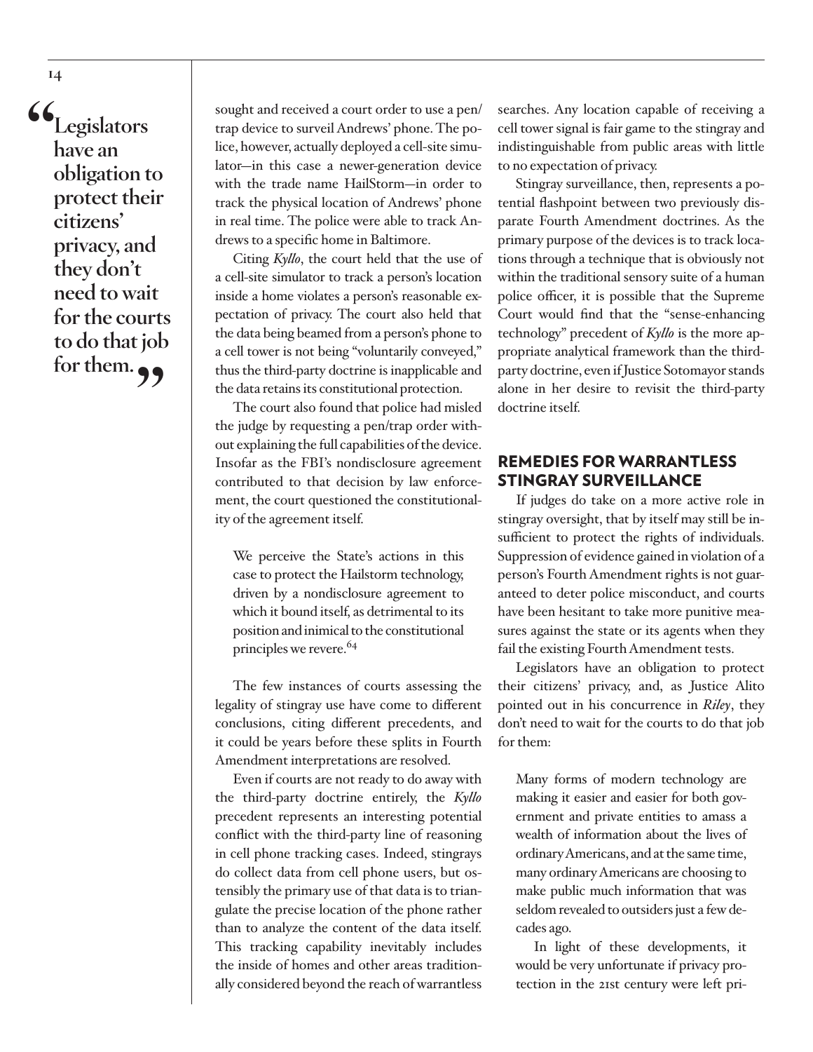> "Legislators have an obligation to protect their citizens' privacy, and they don't need to wait for the courts to do that job for them."

sought and received a court order to use a pen/trap device to surveil Andrews' phone. The police, however, actually deployed a cell-site simulator—in this case a newer-generation device with the trade name HailStorm—in order to track the physical location of Andrews' phone in real time. The police were able to track Andrews to a specific home in Baltimore.

Citing *Kyllo*, the court held that the use of a cell-site simulator to track a person's location inside a home violates a person's reasonable expectation of privacy. The court also held that the data being beamed from a person's phone to a cell tower is not being "voluntarily conveyed," thus the third-party doctrine is inapplicable and the data retains its constitutional protection.

The court also found that police had misled the judge by requesting a pen/trap order without explaining the full capabilities of the device. Insofar as the FBI's nondisclosure agreement contributed to that decision by law enforcement, the court questioned the constitutionality of the agreement itself.

> We perceive the State's actions in this case to protect the Hailstorm technology, driven by a nondisclosure agreement to which it bound itself, as detrimental to its position and inimical to the constitutional principles we revere.[64]

The few instances of courts assessing the legality of stingray use have come to different conclusions, citing different precedents, and it could be years before these splits in Fourth Amendment interpretations are resolved.

Even if courts are not ready to do away with the third-party doctrine entirely, the *Kyllo* precedent represents an interesting potential conflict with the third-party line of reasoning in cell phone tracking cases. Indeed, stingrays do collect data from cell phone users, but ostensibly the primary use of that data is to triangulate the precise location of the phone rather than to analyze the content of the data itself. This tracking capability inevitably includes the inside of homes and other areas traditionally considered beyond the reach of warrantless searches. Any location capable of receiving a cell tower signal is fair game to the stingray and indistinguishable from public areas with little to no expectation of privacy.

Stingray surveillance, then, represents a potential flashpoint between two previously disparate Fourth Amendment doctrines. As the primary purpose of the devices is to track locations through a technique that is obviously not within the traditional sensory suite of a human police officer, it is possible that the Supreme Court would find that the "sense-enhancing technology" precedent of *Kyllo* is the more appropriate analytical framework than the third-party doctrine, even if Justice Sotomayor stands alone in her desire to revisit the third-party doctrine itself.

## REMEDIES FOR WARRANTLESS STINGRAY SURVEILLANCE

If judges do take on a more active role in stingray oversight, that by itself may still be insufficient to protect the rights of individuals. Suppression of evidence gained in violation of a person's Fourth Amendment rights is not guaranteed to deter police misconduct, and courts have been hesitant to take more punitive measures against the state or its agents when they fail the existing Fourth Amendment tests.

Legislators have an obligation to protect their citizens' privacy, and, as Justice Alito pointed out in his concurrence in *Riley*, they don't need to wait for the courts to do that job for them:

> Many forms of modern technology are making it easier and easier for both government and private entities to amass a wealth of information about the lives of ordinary Americans, and at the same time, many ordinary Americans are choosing to make public much information that was seldom revealed to outsiders just a few decades ago.
>
> In light of these developments, it would be very unfortunate if privacy protection in the 21st century were left pri-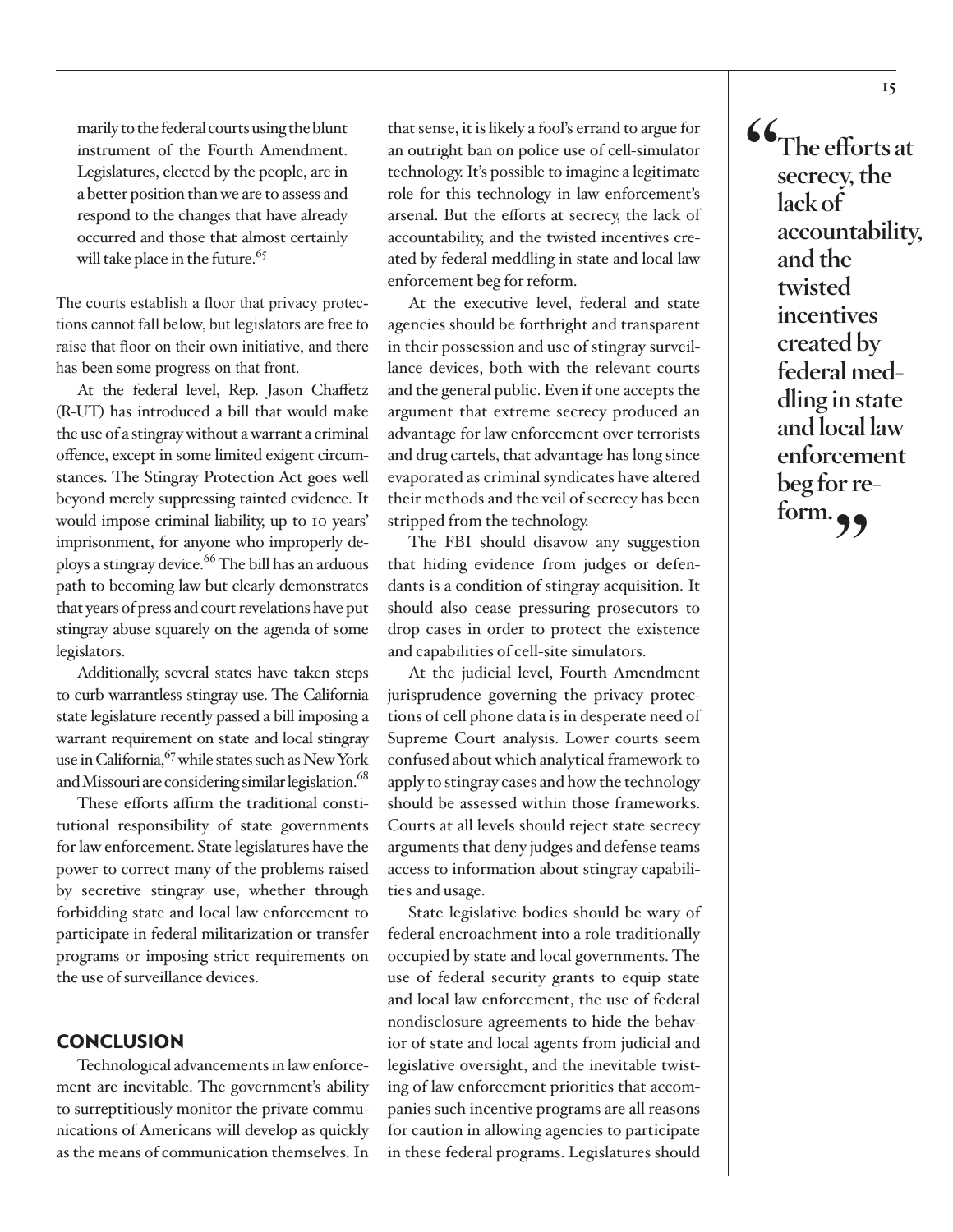marily to the federal courts using the blunt instrument of the Fourth Amendment. Legislatures, elected by the people, are in a better position than we are to assess and respond to the changes that have already occurred and those that almost certainly will take place in the future.[65]

The courts establish a floor that privacy protections cannot fall below, but legislators are free to raise that floor on their own initiative, and there has been some progress on that front.

At the federal level, Rep. Jason Chaffetz (R-UT) has introduced a bill that would make the use of a stingray without a warrant a criminal offence, except in some limited exigent circumstances. The Stingray Protection Act goes well beyond merely suppressing tainted evidence. It would impose criminal liability, up to 10 years' imprisonment, for anyone who improperly deploys a stingray device.[66] The bill has an arduous path to becoming law but clearly demonstrates that years of press and court revelations have put stingray abuse squarely on the agenda of some legislators.

Additionally, several states have taken steps to curb warrantless stingray use. The California state legislature recently passed a bill imposing a warrant requirement on state and local stingray use in California,[67] while states such as New York and Missouri are considering similar legislation.[68]

These efforts affirm the traditional constitutional responsibility of state governments for law enforcement. State legislatures have the power to correct many of the problems raised by secretive stingray use, whether through forbidding state and local law enforcement to participate in federal militarization or transfer programs or imposing strict requirements on the use of surveillance devices.

## CONCLUSION

Technological advancements in law enforcement are inevitable. The government's ability to surreptitiously monitor the private communications of Americans will develop as quickly as the means of communication themselves. In that sense, it is likely a fool's errand to argue for an outright ban on police use of cell-simulator technology. It's possible to imagine a legitimate role for this technology in law enforcement's arsenal. But the efforts at secrecy, the lack of accountability, and the twisted incentives created by federal meddling in state and local law enforcement beg for reform.

At the executive level, federal and state agencies should be forthright and transparent in their possession and use of stingray surveillance devices, both with the relevant courts and the general public. Even if one accepts the argument that extreme secrecy produced an advantage for law enforcement over terrorists and drug cartels, that advantage has long since evaporated as criminal syndicates have altered their methods and the veil of secrecy has been stripped from the technology.

The FBI should disavow any suggestion that hiding evidence from judges or defendants is a condition of stingray acquisition. It should also cease pressuring prosecutors to drop cases in order to protect the existence and capabilities of cell-site simulators.

At the judicial level, Fourth Amendment jurisprudence governing the privacy protections of cell phone data is in desperate need of Supreme Court analysis. Lower courts seem confused about which analytical framework to apply to stingray cases and how the technology should be assessed within those frameworks. Courts at all levels should reject state secrecy arguments that deny judges and defense teams access to information about stingray capabilities and usage.

State legislative bodies should be wary of federal encroachment into a role traditionally occupied by state and local governments. The use of federal security grants to equip state and local law enforcement, the use of federal nondisclosure agreements to hide the behavior of state and local agents from judicial and legislative oversight, and the inevitable twisting of law enforcement priorities that accompanies such incentive programs are all reasons for caution in allowing agencies to participate in these federal programs. Legislatures should

> **"The efforts at secrecy, the lack of accountability, and the twisted incentives created by federal meddling in state and local law enforcement beg for reform."**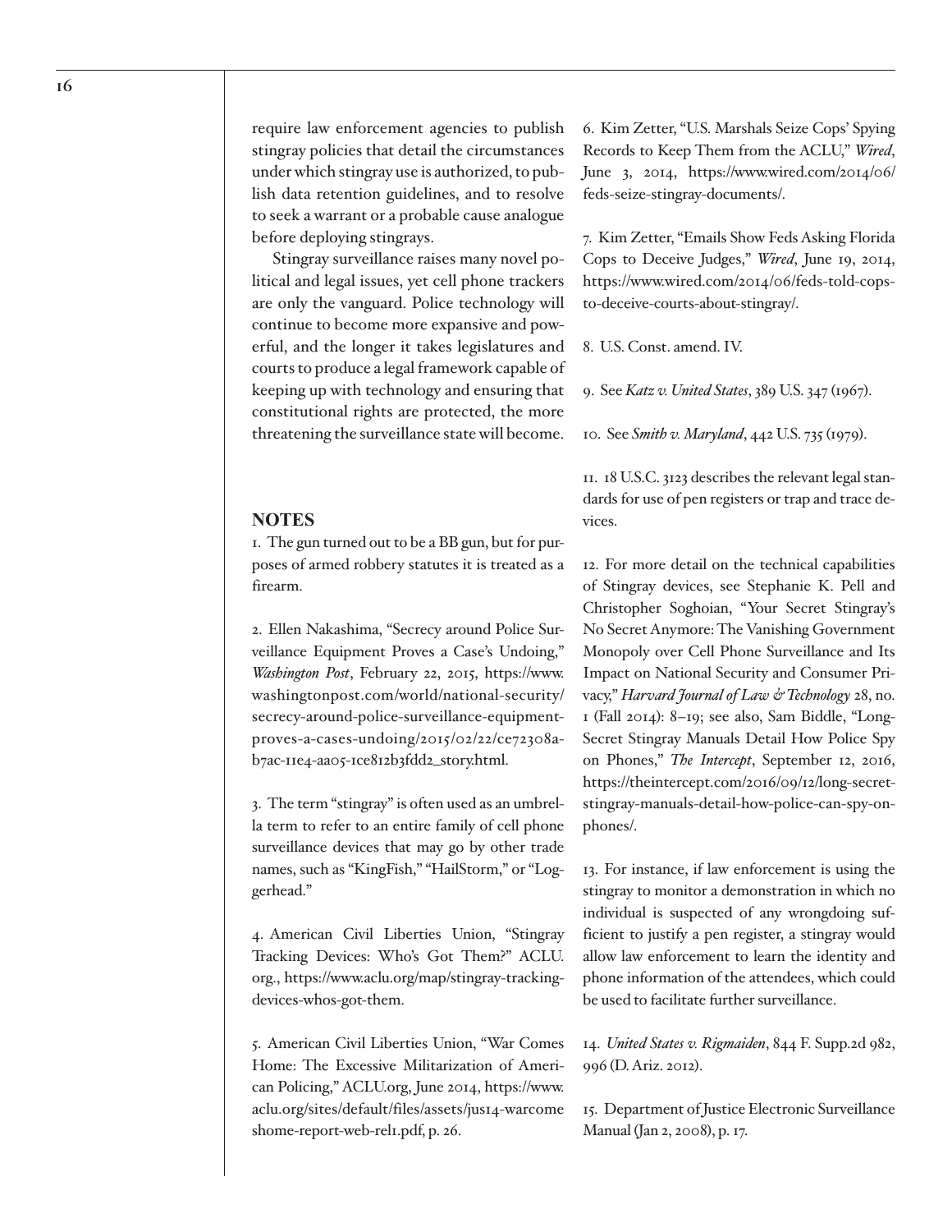require law enforcement agencies to publish stingray policies that detail the circumstances under which stingray use is authorized, to publish data retention guidelines, and to resolve to seek a warrant or a probable cause analogue before deploying stingrays.

Stingray surveillance raises many novel political and legal issues, yet cell phone trackers are only the vanguard. Police technology will continue to become more expansive and powerful, and the longer it takes legislatures and courts to produce a legal framework capable of keeping up with technology and ensuring that constitutional rights are protected, the more threatening the surveillance state will become.

## NOTES

1. The gun turned out to be a BB gun, but for purposes of armed robbery statutes it is treated as a firearm.

2. Ellen Nakashima, "Secrecy around Police Surveillance Equipment Proves a Case's Undoing," *Washington Post*, February 22, 2015, https://www.washingtonpost.com/world/national-security/secrecy-around-police-surveillance-equipment-proves-a-cases-undoing/2015/02/22/ce72308a-b7ac-11e4-aa05-1ce812b3fdd2_story.html.

3. The term "stingray" is often used as an umbrella term to refer to an entire family of cell phone surveillance devices that may go by other trade names, such as "KingFish," "HailStorm," or "Loggerhead."

4. American Civil Liberties Union, "Stingray Tracking Devices: Who's Got Them?" ACLU.org., https://www.aclu.org/map/stingray-tracking-devices-whos-got-them.

5. American Civil Liberties Union, "War Comes Home: The Excessive Militarization of American Policing," ACLU.org, June 2014, https://www.aclu.org/sites/default/files/assets/jus14-warcomeshome-report-web-rel1.pdf, p. 26.

6. Kim Zetter, "U.S. Marshals Seize Cops' Spying Records to Keep Them from the ACLU," *Wired*, June 3, 2014, https://www.wired.com/2014/06/feds-seize-stingray-documents/.

7. Kim Zetter, "Emails Show Feds Asking Florida Cops to Deceive Judges," *Wired*, June 19, 2014, https://www.wired.com/2014/06/feds-told-cops-to-deceive-courts-about-stingray/.

8. U.S. Const. amend. IV.

9. See *Katz v. United States*, 389 U.S. 347 (1967).

10. See *Smith v. Maryland*, 442 U.S. 735 (1979).

11. 18 U.S.C. 3123 describes the relevant legal standards for use of pen registers or trap and trace devices.

12. For more detail on the technical capabilities of Stingray devices, see Stephanie K. Pell and Christopher Soghoian, "Your Secret Stingray's No Secret Anymore: The Vanishing Government Monopoly over Cell Phone Surveillance and Its Impact on National Security and Consumer Privacy," *Harvard Journal of Law & Technology* 28, no. 1 (Fall 2014): 8–19; see also, Sam Biddle, "Long-Secret Stingray Manuals Detail How Police Spy on Phones," *The Intercept*, September 12, 2016, https://theintercept.com/2016/09/12/long-secret-stingray-manuals-detail-how-police-can-spy-on-phones/.

13. For instance, if law enforcement is using the stingray to monitor a demonstration in which no individual is suspected of any wrongdoing sufficient to justify a pen register, a stingray would allow law enforcement to learn the identity and phone information of the attendees, which could be used to facilitate further surveillance.

14. *United States v. Rigmaiden*, 844 F. Supp.2d 982, 996 (D. Ariz. 2012).

15. Department of Justice Electronic Surveillance Manual (Jan 2, 2008), p. 17.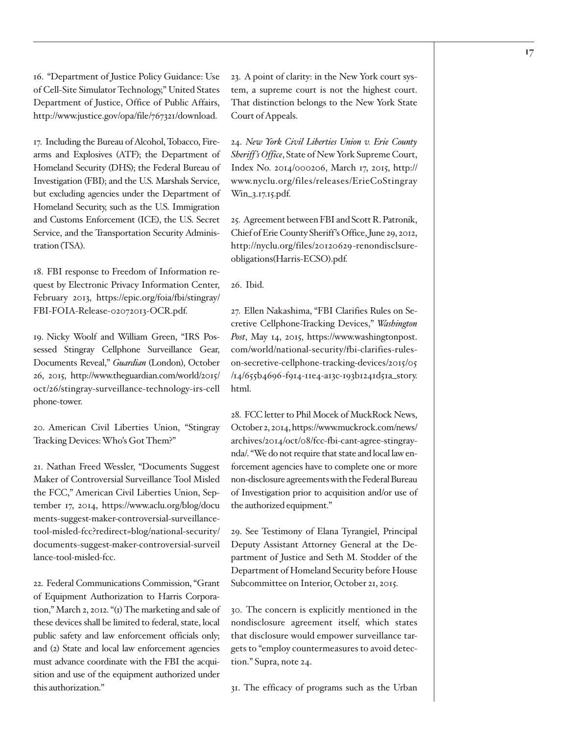16. "Department of Justice Policy Guidance: Use of Cell-Site Simulator Technology," United States Department of Justice, Office of Public Affairs, http://www.justice.gov/opa/file/767321/download.

17. Including the Bureau of Alcohol, Tobacco, Firearms and Explosives (ATF); the Department of Homeland Security (DHS); the Federal Bureau of Investigation (FBI); and the U.S. Marshals Service, but excluding agencies under the Department of Homeland Security, such as the U.S. Immigration and Customs Enforcement (ICE), the U.S. Secret Service, and the Transportation Security Administration (TSA).

18. FBI response to Freedom of Information request by Electronic Privacy Information Center, February 2013, https://epic.org/foia/fbi/stingray/FBI-FOIA-Release-02072013-OCR.pdf.

19. Nicky Woolf and William Green, "IRS Possessed Stingray Cellphone Surveillance Gear, Documents Reveal," *Guardian* (London), October 26, 2015, http://www.theguardian.com/world/2015/oct/26/stingray-surveillance-technology-irs-cellphone-tower.

20. American Civil Liberties Union, "Stingray Tracking Devices: Who's Got Them?"

21. Nathan Freed Wessler, "Documents Suggest Maker of Controversial Surveillance Tool Misled the FCC," American Civil Liberties Union, September 17, 2014, https://www.aclu.org/blog/documents-suggest-maker-controversial-surveillance-tool-misled-fcc?redirect=blog/national-security/documents-suggest-maker-controversial-surveillance-tool-misled-fcc.

22. Federal Communications Commission, "Grant of Equipment Authorization to Harris Corporation," March 2, 2012. "(1) The marketing and sale of these devices shall be limited to federal, state, local public safety and law enforcement officials only; and (2) State and local law enforcement agencies must advance coordinate with the FBI the acquisition and use of the equipment authorized under this authorization."

23. A point of clarity: in the New York court system, a supreme court is not the highest court. That distinction belongs to the New York State Court of Appeals.

24. *New York Civil Liberties Union v. Erie County Sheriff's Office*, State of New York Supreme Court, Index No. 2014/000206, March 17, 2015, http://www.nyclu.org/files/releases/ErieCoStingrayWin_3.17.15.pdf.

25. Agreement between FBI and Scott R. Patronik, Chief of Erie County Sheriff's Office, June 29, 2012, http://nyclu.org/files/20120629-renondisclsure-obligations(Harris-ECSO).pdf.

26. Ibid.

27. Ellen Nakashima, "FBI Clarifies Rules on Secretive Cellphone-Tracking Devices," *Washington Post*, May 14, 2015, https://www.washingtonpost.com/world/national-security/fbi-clarifies-rules-on-secretive-cellphone-tracking-devices/2015/05/14/655b4696-f914-11e4-a13c-193b1241d51a_story.html.

28. FCC letter to Phil Mocek of MuckRock News, October 2, 2014, https://www.muckrock.com/news/archives/2014/oct/08/fcc-fbi-cant-agree-stingray-nda/. "We do not require that state and local law enforcement agencies have to complete one or more non-disclosure agreements with the Federal Bureau of Investigation prior to acquisition and/or use of the authorized equipment."

29. See Testimony of Elana Tyrangiel, Principal Deputy Assistant Attorney General at the Department of Justice and Seth M. Stodder of the Department of Homeland Security before House Subcommittee on Interior, October 21, 2015.

30. The concern is explicitly mentioned in the nondisclosure agreement itself, which states that disclosure would empower surveillance targets to "employ countermeasures to avoid detection." Supra, note 24.

31. The efficacy of programs such as the Urban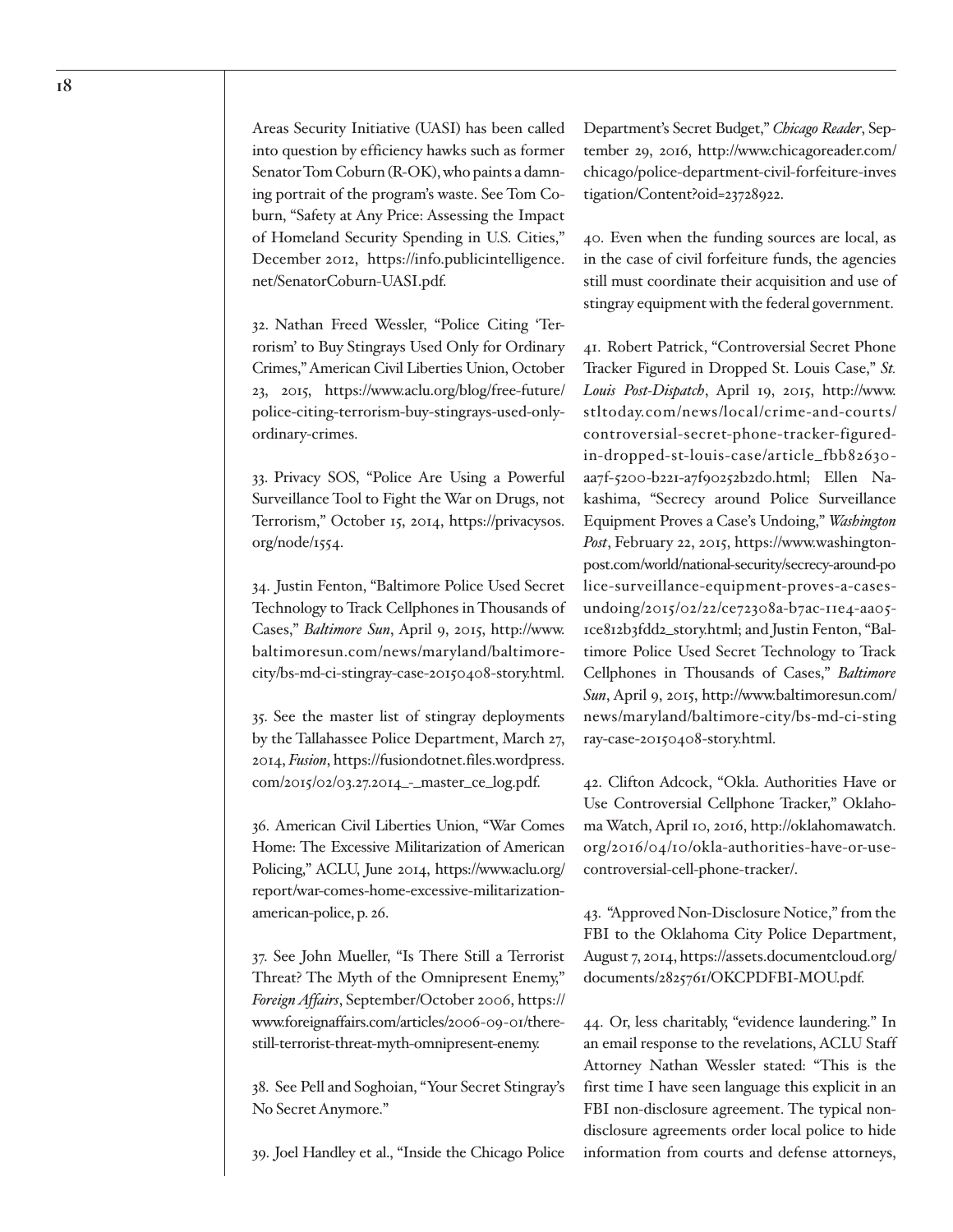Areas Security Initiative (UASI) has been called into question by efficiency hawks such as former Senator Tom Coburn (R-OK), who paints a damning portrait of the program's waste. See Tom Coburn, "Safety at Any Price: Assessing the Impact of Homeland Security Spending in U.S. Cities," December 2012, https://info.publicintelligence.net/SenatorCoburn-UASI.pdf.

32. Nathan Freed Wessler, "Police Citing 'Terrorism' to Buy Stingrays Used Only for Ordinary Crimes," American Civil Liberties Union, October 23, 2015, https://www.aclu.org/blog/free-future/police-citing-terrorism-buy-stingrays-used-only-ordinary-crimes.

33. Privacy SOS, "Police Are Using a Powerful Surveillance Tool to Fight the War on Drugs, not Terrorism," October 15, 2014, https://privacysos.org/node/1554.

34. Justin Fenton, "Baltimore Police Used Secret Technology to Track Cellphones in Thousands of Cases," *Baltimore Sun*, April 9, 2015, http://www.baltimoresun.com/news/maryland/baltimore-city/bs-md-ci-stingray-case-20150408-story.html.

35. See the master list of stingray deployments by the Tallahassee Police Department, March 27, 2014, *Fusion*, https://fusiondotnet.files.wordpress.com/2015/02/03.27.2014_-_master_ce_log.pdf.

36. American Civil Liberties Union, "War Comes Home: The Excessive Militarization of American Policing," ACLU, June 2014, https://www.aclu.org/report/war-comes-home-excessive-militarization-american-police, p. 26.

37. See John Mueller, "Is There Still a Terrorist Threat? The Myth of the Omnipresent Enemy," *Foreign Affairs*, September/October 2006, https://www.foreignaffairs.com/articles/2006-09-01/there-still-terrorist-threat-myth-omnipresent-enemy.

38. See Pell and Soghoian, "Your Secret Stingray's No Secret Anymore."

39. Joel Handley et al., "Inside the Chicago Police Department's Secret Budget," *Chicago Reader*, September 29, 2016, http://www.chicagoreader.com/chicago/police-department-civil-forfeiture-investigation/Content?oid=23728922.

40. Even when the funding sources are local, as in the case of civil forfeiture funds, the agencies still must coordinate their acquisition and use of stingray equipment with the federal government.

41. Robert Patrick, "Controversial Secret Phone Tracker Figured in Dropped St. Louis Case," *St. Louis Post-Dispatch*, April 19, 2015, http://www.stltoday.com/news/local/crime-and-courts/controversial-secret-phone-tracker-figured-in-dropped-st-louis-case/article_fbb82630-aa7f-5200-b221-a7f90252b2d0.html; Ellen Nakashima, "Secrecy around Police Surveillance Equipment Proves a Case's Undoing," *Washington Post*, February 22, 2015, https://www.washingtonpost.com/world/national-security/secrecy-around-police-surveillance-equipment-proves-a-cases-undoing/2015/02/22/ce72308a-b7ac-11e4-aa05-1ce812b3fdd2_story.html; and Justin Fenton, "Baltimore Police Used Secret Technology to Track Cellphones in Thousands of Cases," *Baltimore Sun*, April 9, 2015, http://www.baltimoresun.com/news/maryland/baltimore-city/bs-md-ci-stingray-case-20150408-story.html.

42. Clifton Adcock, "Okla. Authorities Have or Use Controversial Cellphone Tracker," Oklahoma Watch, April 10, 2016, http://oklahomawatch.org/2016/04/10/okla-authorities-have-or-use-controversial-cell-phone-tracker/.

43. "Approved Non-Disclosure Notice," from the FBI to the Oklahoma City Police Department, August 7, 2014, https://assets.documentcloud.org/documents/2825761/OKCPDFBI-MOU.pdf.

44. Or, less charitably, "evidence laundering." In an email response to the revelations, ACLU Staff Attorney Nathan Wessler stated: "This is the first time I have seen language this explicit in an FBI non-disclosure agreement. The typical non-disclosure agreements order local police to hide information from courts and defense attorneys,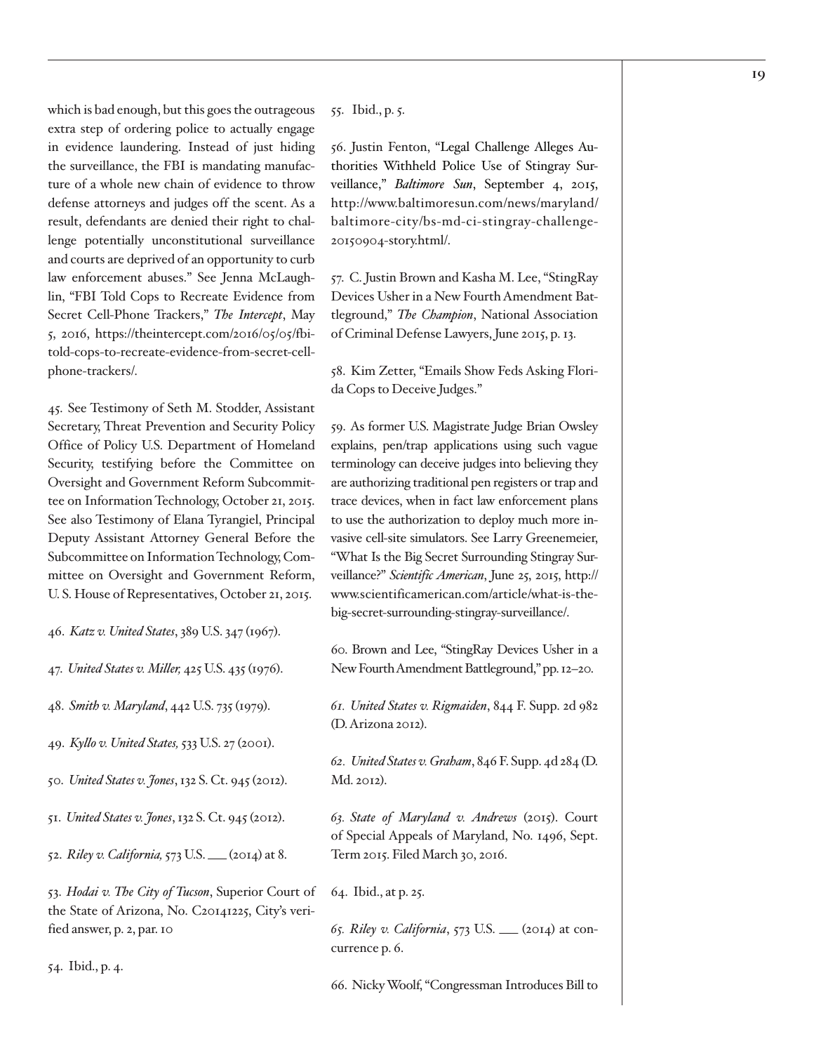which is bad enough, but this goes the outrageous extra step of ordering police to actually engage in evidence laundering. Instead of just hiding the surveillance, the FBI is mandating manufacture of a whole new chain of evidence to throw defense attorneys and judges off the scent. As a result, defendants are denied their right to challenge potentially unconstitutional surveillance and courts are deprived of an opportunity to curb law enforcement abuses." See Jenna McLaughlin, "FBI Told Cops to Recreate Evidence from Secret Cell-Phone Trackers," *The Intercept*, May 5, 2016, https://theintercept.com/2016/05/05/fbi-told-cops-to-recreate-evidence-from-secret-cell-phone-trackers/.

45. See Testimony of Seth M. Stodder, Assistant Secretary, Threat Prevention and Security Policy Office of Policy U.S. Department of Homeland Security, testifying before the Committee on Oversight and Government Reform Subcommittee on Information Technology, October 21, 2015. See also Testimony of Elana Tyrangiel, Principal Deputy Assistant Attorney General Before the Subcommittee on Information Technology, Committee on Oversight and Government Reform, U. S. House of Representatives, October 21, 2015.

46. *Katz v. United States*, 389 U.S. 347 (1967).

47. *United States v. Miller,* 425 U.S. 435 (1976).

48. *Smith v. Maryland*, 442 U.S. 735 (1979).

49. *Kyllo v. United States,* 533 U.S. 27 (2001).

50. *United States v. Jones*, 132 S. Ct. 945 (2012).

51. *United States v. Jones*, 132 S. Ct. 945 (2012).

52. *Riley v. California,* 573 U.S. ___ (2014) at 8.

53. *Hodai v. The City of Tucson*, Superior Court of the State of Arizona, No. C20141225, City's verified answer, p. 2, par. 10

54. Ibid., p. 4.

55. Ibid., p. 5.

56. Justin Fenton, "Legal Challenge Alleges Authorities Withheld Police Use of Stingray Surveillance," *Baltimore Sun*, September 4, 2015, http://www.baltimoresun.com/news/maryland/baltimore-city/bs-md-ci-stingray-challenge-20150904-story.html/.

57. C. Justin Brown and Kasha M. Lee, "StingRay Devices Usher in a New Fourth Amendment Battleground," *The Champion*, National Association of Criminal Defense Lawyers, June 2015, p. 13.

58. Kim Zetter, "Emails Show Feds Asking Florida Cops to Deceive Judges."

59. As former U.S. Magistrate Judge Brian Owsley explains, pen/trap applications using such vague terminology can deceive judges into believing they are authorizing traditional pen registers or trap and trace devices, when in fact law enforcement plans to use the authorization to deploy much more invasive cell-site simulators. See Larry Greenemeier, "What Is the Big Secret Surrounding Stingray Surveillance?" *Scientific American*, June 25, 2015, http://www.scientificamerican.com/article/what-is-the-big-secret-surrounding-stingray-surveillance/.

60. Brown and Lee, "StingRay Devices Usher in a New Fourth Amendment Battleground," pp. 12–20.

61. *United States v. Rigmaiden*, 844 F. Supp. 2d 982 (D. Arizona 2012).

62. *United States v. Graham*, 846 F. Supp. 4d 284 (D. Md. 2012).

63. *State of Maryland v. Andrews* (2015). Court of Special Appeals of Maryland, No. 1496, Sept. Term 2015. Filed March 30, 2016.

64. Ibid., at p. 25.

65. *Riley v. California*, 573 U.S. ___ (2014) at concurrence p. 6.

66. Nicky Woolf, "Congressman Introduces Bill to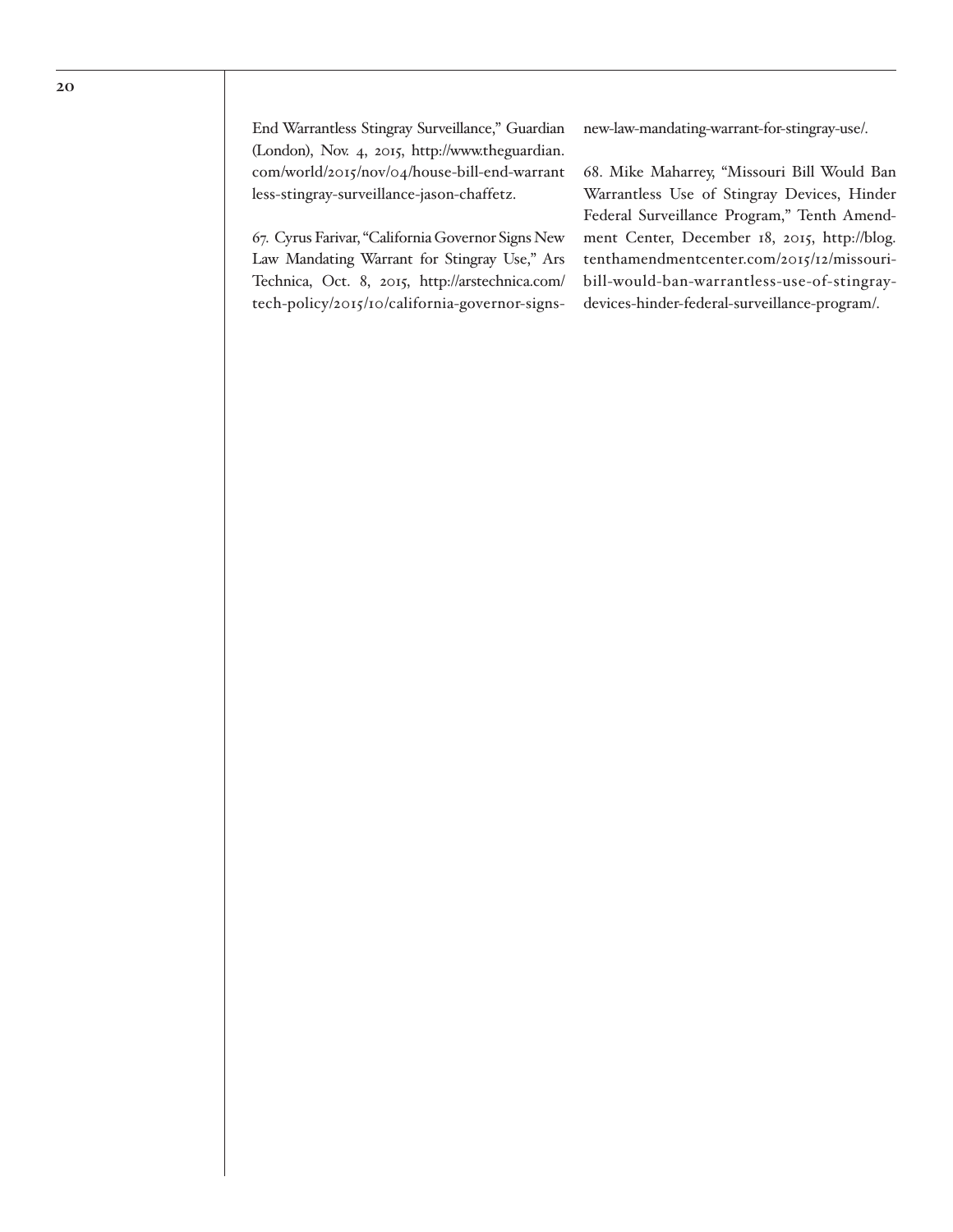End Warrantless Stingray Surveillance," Guardian (London), Nov. 4, 2015, http://www.theguardian.com/world/2015/nov/04/house-bill-end-warrantless-stingray-surveillance-jason-chaffetz.

67. Cyrus Farivar, "California Governor Signs New Law Mandating Warrant for Stingray Use," Ars Technica, Oct. 8, 2015, http://arstechnica.com/tech-policy/2015/10/california-governor-signs-new-law-mandating-warrant-for-stingray-use/.

68. Mike Maharrey, "Missouri Bill Would Ban Warrantless Use of Stingray Devices, Hinder Federal Surveillance Program," Tenth Amendment Center, December 18, 2015, http://blog.tenthamendmentcenter.com/2015/12/missouri-bill-would-ban-warrantless-use-of-stingray-devices-hinder-federal-surveillance-program/.